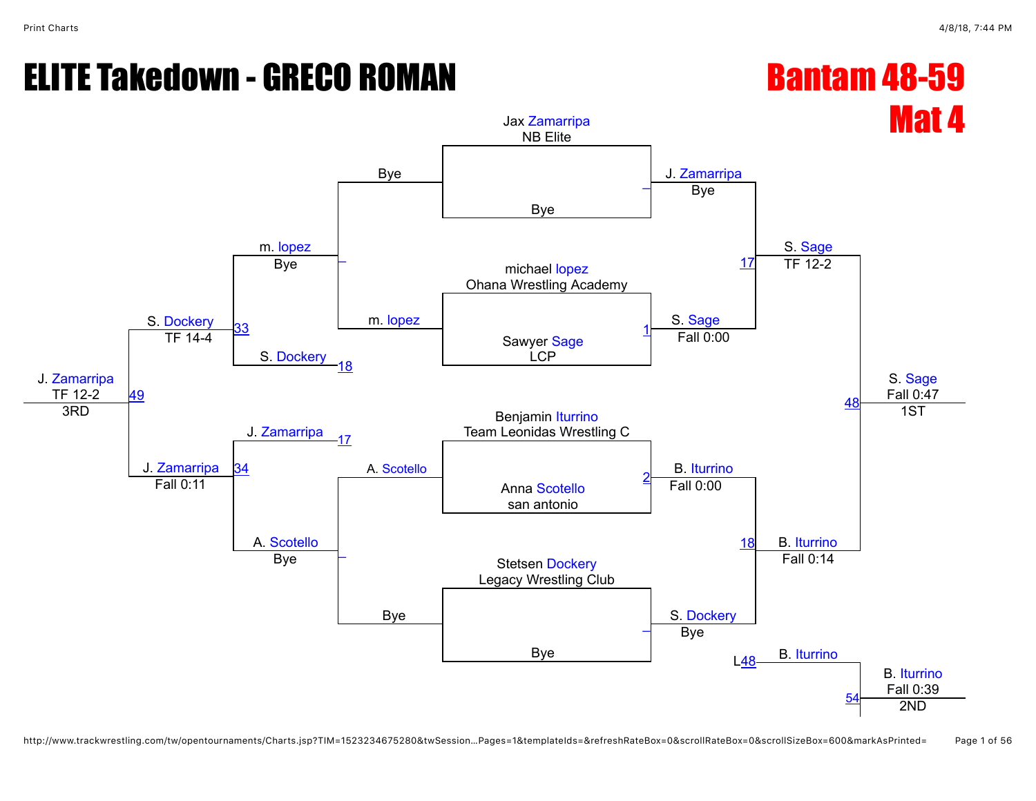# ELITE Takedown - GRECO ROMAN

## Bantam 48-59
## Mat 4

Jax Zamarripa
NB Elite

Bye

J. Zamarripa
Bye

michael lopez
Ohana Wrestling Academy

Sawyer Sage
LCP

1

S. Sage
Fall 0:00

17

S. Sage
TF 12-2

Benjamin Iturrino
Team Leonidas Wrestling C

Anna Scotello
san antonio

2

B. Iturrino
Fall 0:00

Stetsen Dockery
Legacy Wrestling Club

Bye

S. Dockery
Bye

18

B. Iturrino
Fall 0:14

48

S. Sage
Fall 0:47
1ST

Bye

m. lopez

m. lopez
Bye

S. Dockery

18

33

S. Dockery
TF 14-4

J. Zamarripa

17

A. Scotello

Bye

A. Scotello
Bye

34

J. Zamarripa
Fall 0:11

49

J. Zamarripa
TF 12-2
3RD

L48

B. Iturrino

54

B. Iturrino
Fall 0:39
2ND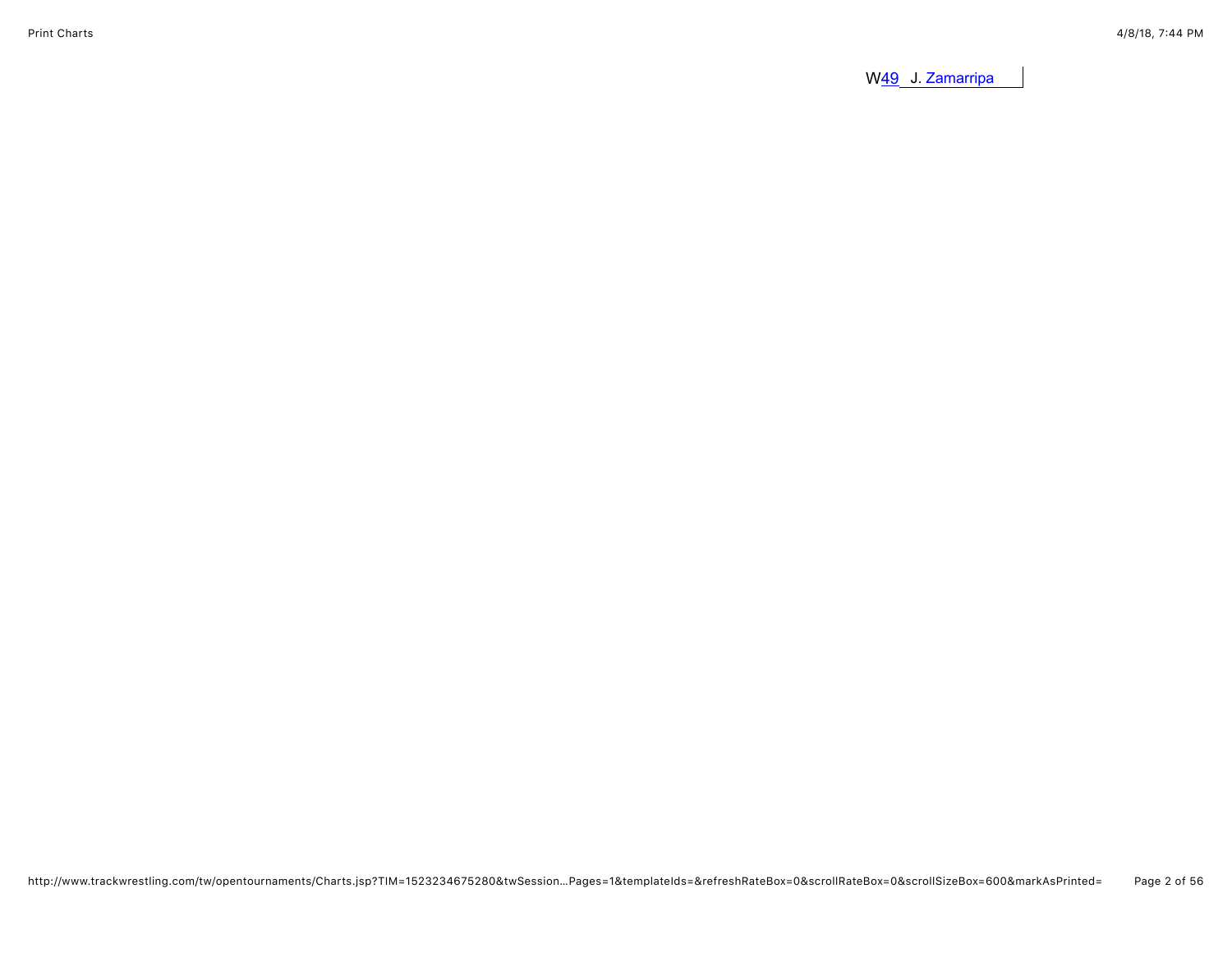W49 J. Zamarripa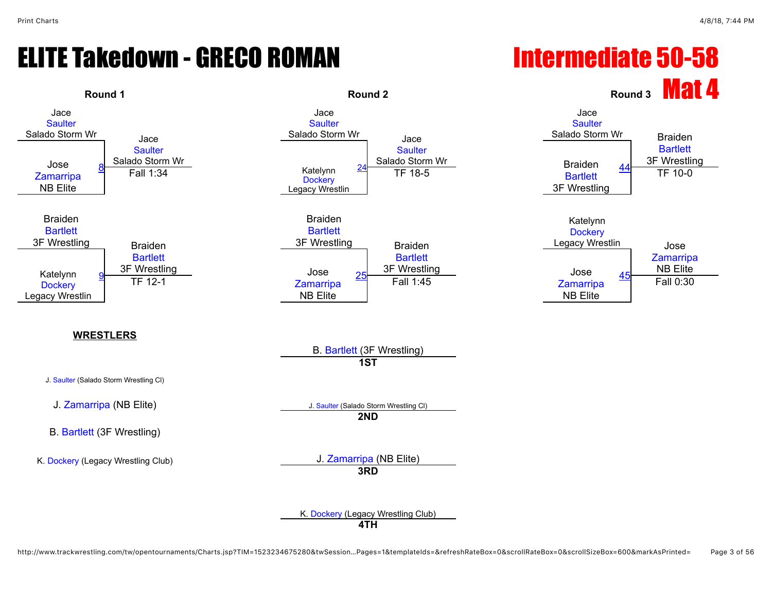# ELITE Takedown - GRECO ROMAN

## Intermediate 50-58

## Mat 4

### Round 1

Jace Saulter, Salado Storm Wr
vs. Jose Zamarripa, NB Elite — Match 8
Winner: Jace Saulter, Salado Storm Wr — Fall 1:34

Braiden Bartlett, 3F Wrestling
vs. Katelynn Dockery, Legacy Wrestlin — Match 9
Winner: Braiden Bartlett, 3F Wrestling — TF 12-1

### Round 2

Jace Saulter, Salado Storm Wr
vs. Katelynn Dockery, Legacy Wrestlin — Match 24
Winner: Jace Saulter, Salado Storm Wr — TF 18-5

Braiden Bartlett, 3F Wrestling
vs. Jose Zamarripa, NB Elite — Match 25
Winner: Braiden Bartlett, 3F Wrestling — Fall 1:45

### Round 3

Jace Saulter, Salado Storm Wr
vs. Braiden Bartlett, 3F Wrestling — Match 44
Winner: Braiden Bartlett, 3F Wrestling — TF 10-0

Katelynn Dockery, Legacy Wrestlin
vs. Jose Zamarripa, NB Elite — Match 45
Winner: Jose Zamarripa, NB Elite — Fall 0:30

### WRESTLERS

J. Saulter (Salado Storm Wrestling Cl)

J. Zamarripa (NB Elite)

B. Bartlett (3F Wrestling)

K. Dockery (Legacy Wrestling Club)

### Placements

**1ST**: B. Bartlett (3F Wrestling)

**2ND**: J. Saulter (Salado Storm Wrestling Cl)

**3RD**: J. Zamarripa (NB Elite)

**4TH**: K. Dockery (Legacy Wrestling Club)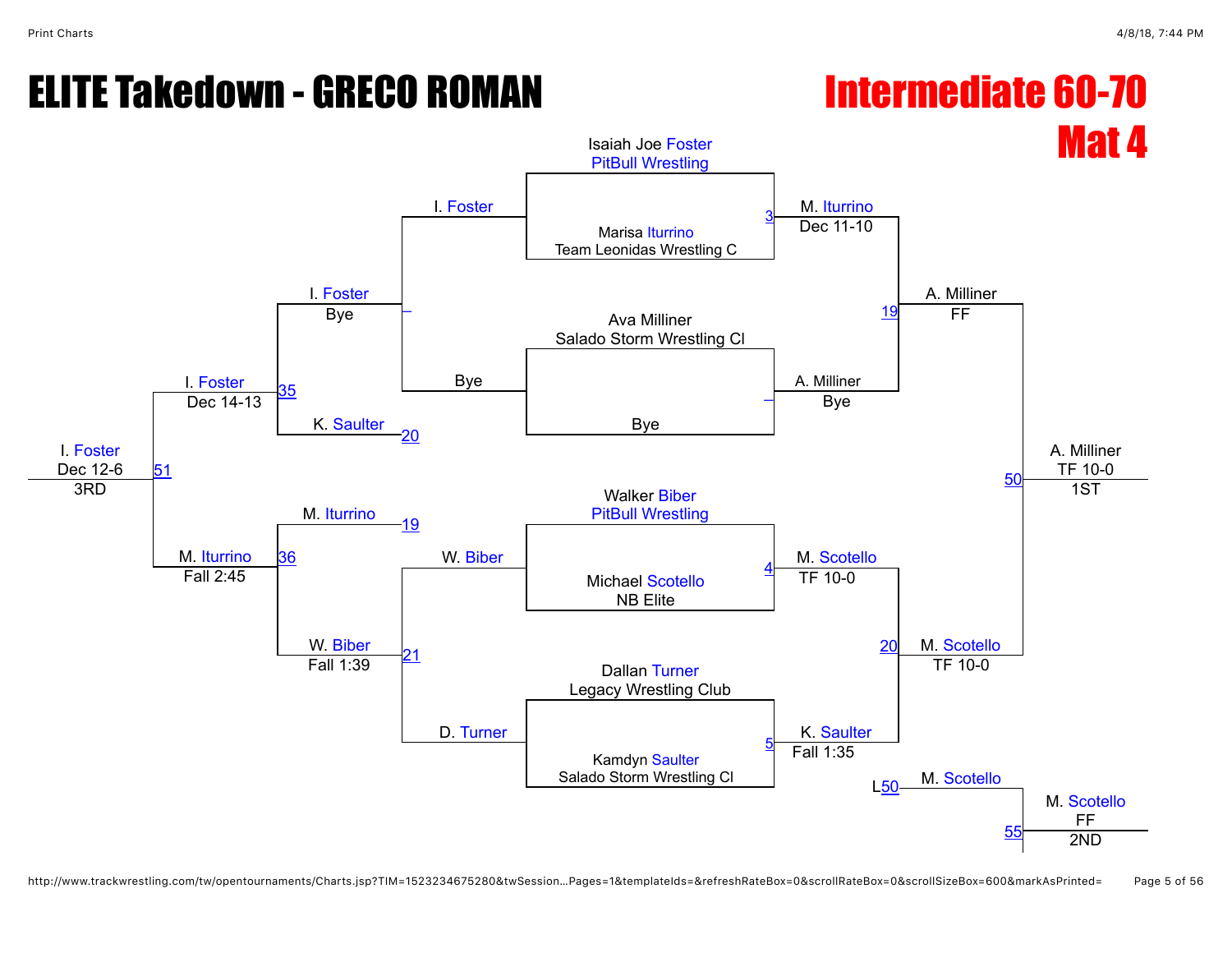# ELITE Takedown - GRECO ROMAN

# Intermediate 60-70
# Mat 4

Isaiah Joe Foster
PitBull Wrestling

Marisa Iturrino
Team Leonidas Wrestling C

Ava Milliner
Salado Storm Wrestling Cl

Bye

Walker Biber
PitBull Wrestling

Michael Scotello
NB Elite

Dallan Turner
Legacy Wrestling Club

Kamdyn Saulter
Salado Storm Wrestling Cl

3
M. Iturrino
Dec 11-10

_
A. Milliner
Bye

4
M. Scotello
TF 10-0

5
K. Saulter
Fall 1:35

19
A. Milliner
FF

20
M. Scotello
TF 10-0

50
A. Milliner
TF 10-0
1ST

L50
M. Scotello

55
M. Scotello
FF
2ND

I. Foster
_
Bye

W. Biber
21
D. Turner

I. Foster
Bye
35
K. Saulter
20

M. Iturrino
19
36
W. Biber
Fall 1:39

I. Foster
Dec 14-13
51
M. Iturrino
Fall 2:45

I. Foster
Dec 12-6
3RD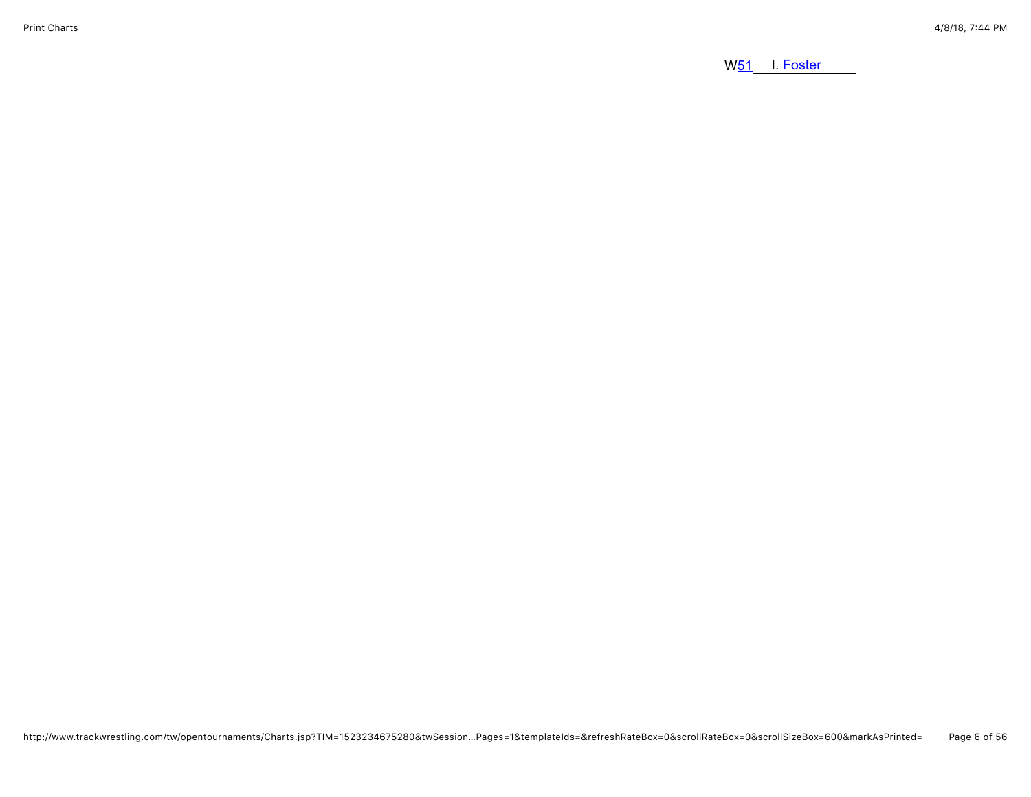W51 I. Foster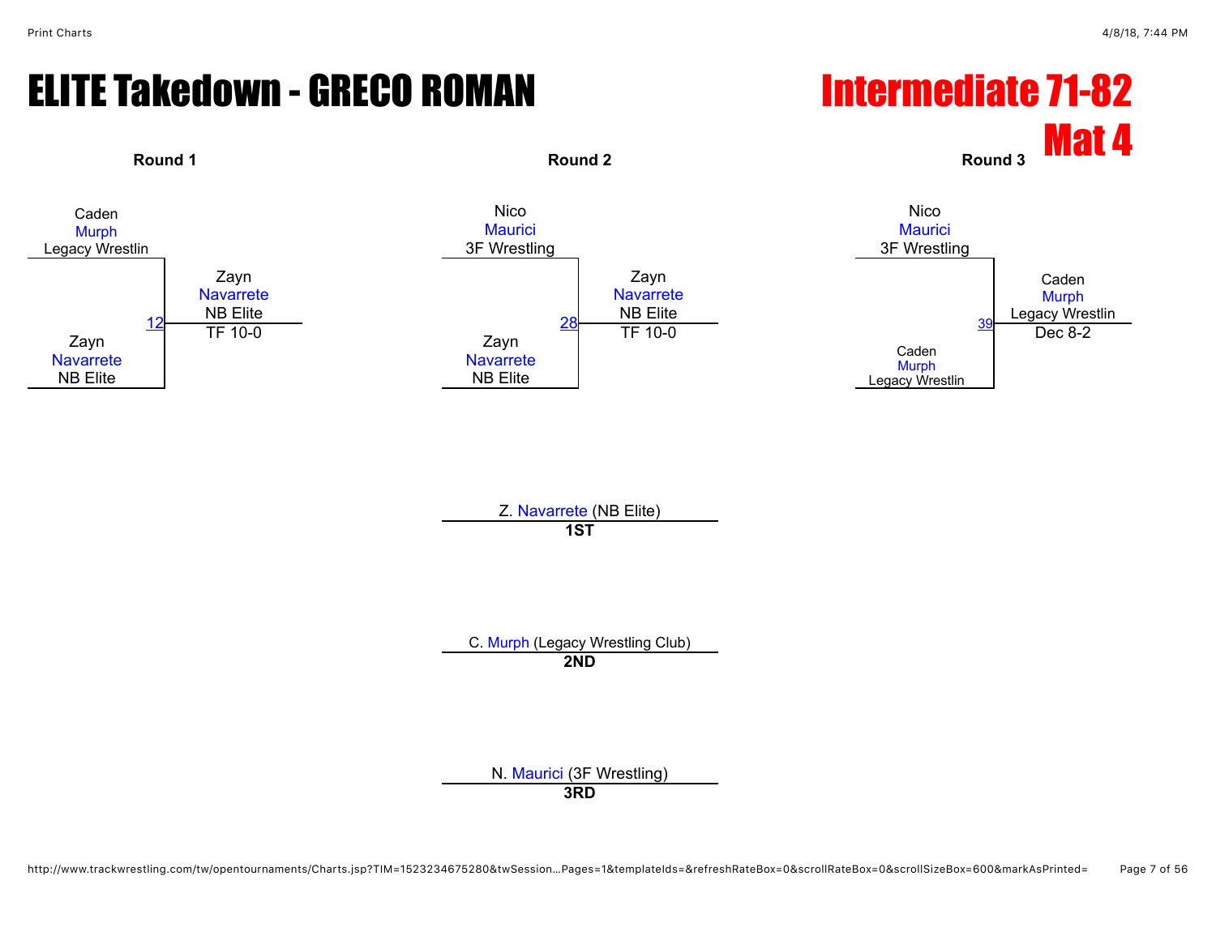# ELITE Takedown - GRECO ROMAN

## Intermediate 71-82
## Mat 4

### Round 1

Caden
Murph
Legacy Wrestlin

Zayn
Navarrete
NB Elite

12

Zayn
Navarrete
NB Elite
TF 10-0

### Round 2

Nico
Maurici
3F Wrestling

Zayn
Navarrete
NB Elite

28

Zayn
Navarrete
NB Elite
TF 10-0

### Round 3

Nico
Maurici
3F Wrestling

Caden
Murph
Legacy Wrestlin

39

Caden
Murph
Legacy Wrestlin
Dec 8-2

Z. Navarrete (NB Elite)
**1ST**

C. Murph (Legacy Wrestling Club)
**2ND**

N. Maurici (3F Wrestling)
**3RD**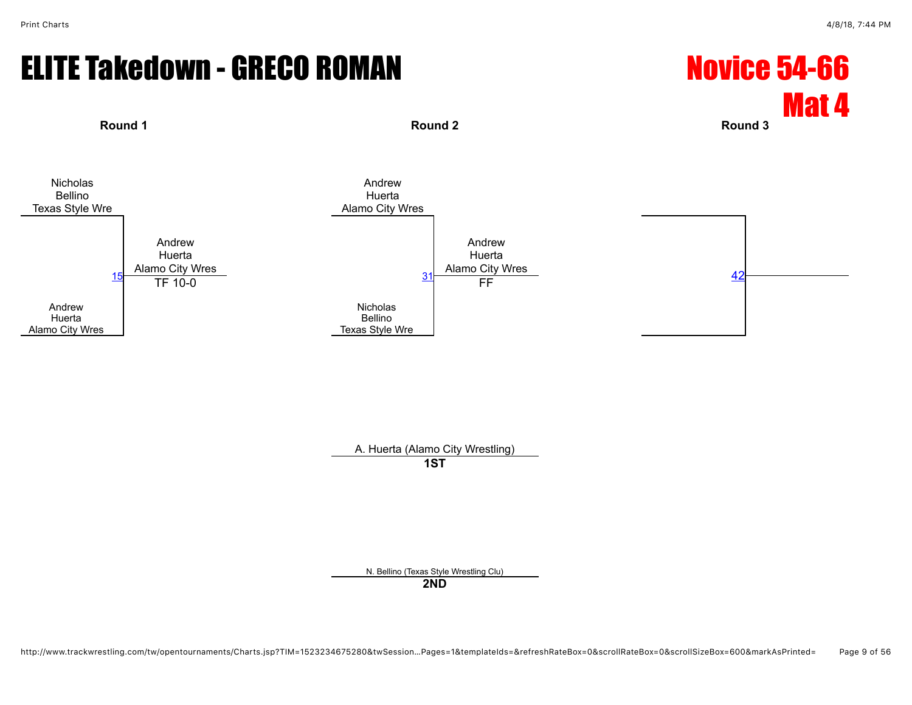# ELITE Takedown - GRECO ROMAN

## Novice 54-66
## Mat 4

**Round 1**

Nicholas
Bellino
Texas Style Wre

15

Andrew
Huerta
Alamo City Wres
TF 10-0

Andrew
Huerta
Alamo City Wres

**Round 2**

Andrew
Huerta
Alamo City Wres

31

Andrew
Huerta
Alamo City Wres
FF

Nicholas
Bellino
Texas Style Wre

**Round 3**

42

A. Huerta (Alamo City Wrestling)
**1ST**

N. Bellino (Texas Style Wrestling Clu)
**2ND**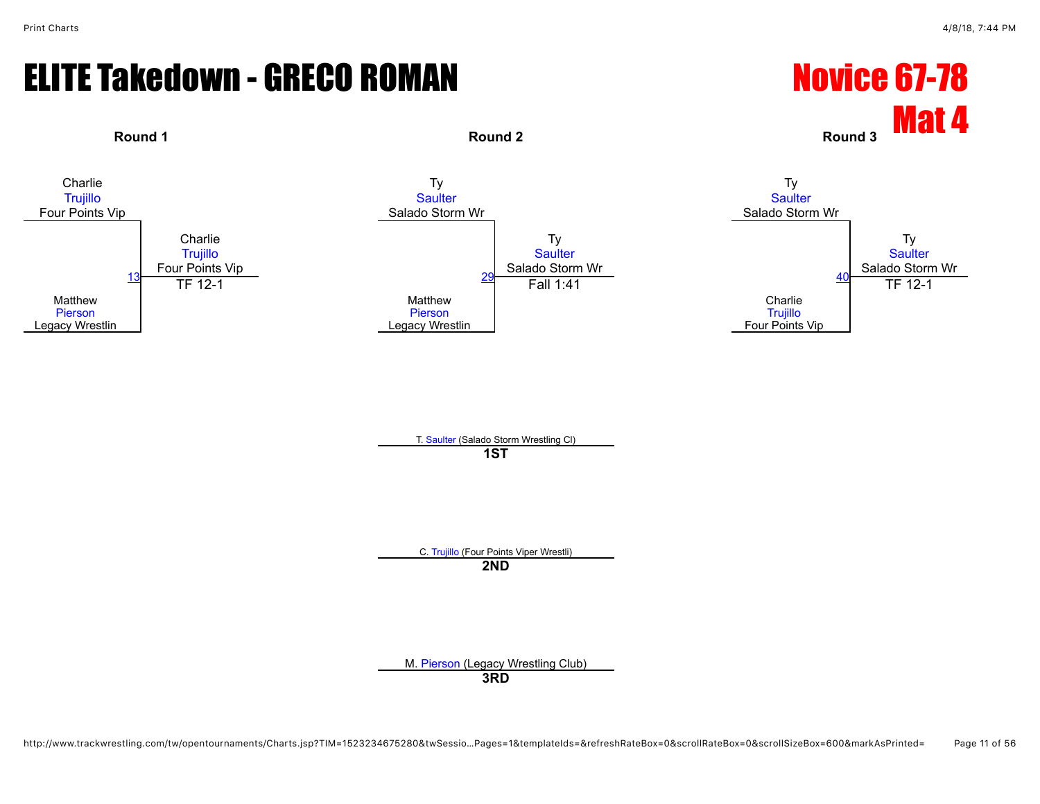# ELITE Takedown - GRECO ROMAN

## Novice 67-78
## Mat 4

**Round 1**

Charlie
Trujillo
Four Points Vip

13

Matthew
Pierson
Legacy Wrestlin

Charlie
Trujillo
Four Points Vip
TF 12-1

**Round 2**

Ty
Saulter
Salado Storm Wr

29

Matthew
Pierson
Legacy Wrestlin

Ty
Saulter
Salado Storm Wr
Fall 1:41

**Round 3**

Ty
Saulter
Salado Storm Wr

40

Charlie
Trujillo
Four Points Vip

Ty
Saulter
Salado Storm Wr
TF 12-1

T. Saulter (Salado Storm Wrestling Cl)
**1ST**

C. Trujillo (Four Points Viper Wrestli)
**2ND**

M. Pierson (Legacy Wrestling Club)
**3RD**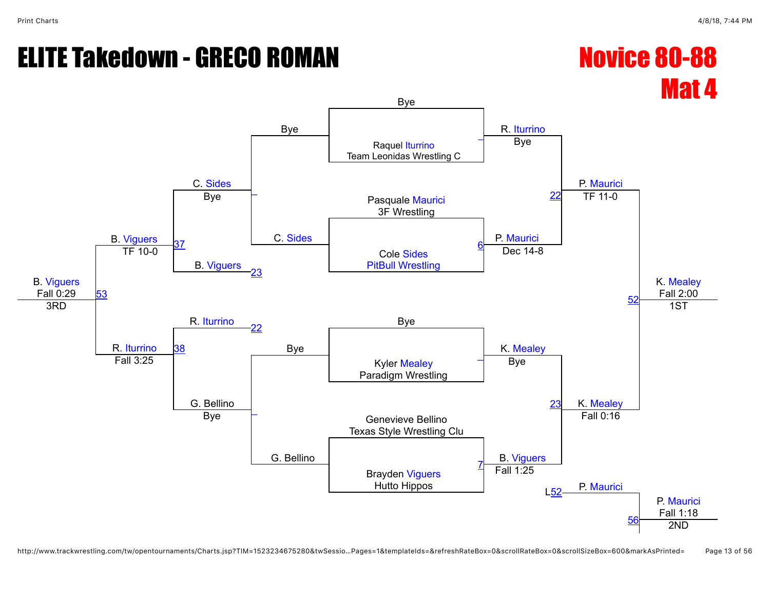# ELITE Takedown - GRECO ROMAN

## Novice 80-88
## Mat 4

Bye

Bye

Raquel Iturrino
Team Leonidas Wrestling C

R. Iturrino
Bye

C. Sides
Bye

Pasquale Mauricí
3F Wrestling

P. Maurici
TF 11-0

22

C. Sides

Cole Sides
PitBull Wrestling

6

P. Maurici
Dec 14-8

B. Viguers
TF 10-0

37

B. Viguers

23

B. Viguers
Fall 0:29
3RD

53

K. Mealey
Fall 2:00
1ST

52

R. Iturrino

22

Bye

Bye

Kyler Mealey
Paradigm Wrestling

K. Mealey
Bye

R. Iturrino
Fall 3:25

38

G. Bellino
Bye

23

K. Mealey
Fall 0:16

Genevieve Bellino
Texas Style Wrestling Clu

G. Bellino

Brayden Viguers
Hutto Hippos

7

B. Viguers
Fall 1:25

L52

P. Mauricí

P. Mauricí
Fall 1:18
2ND

56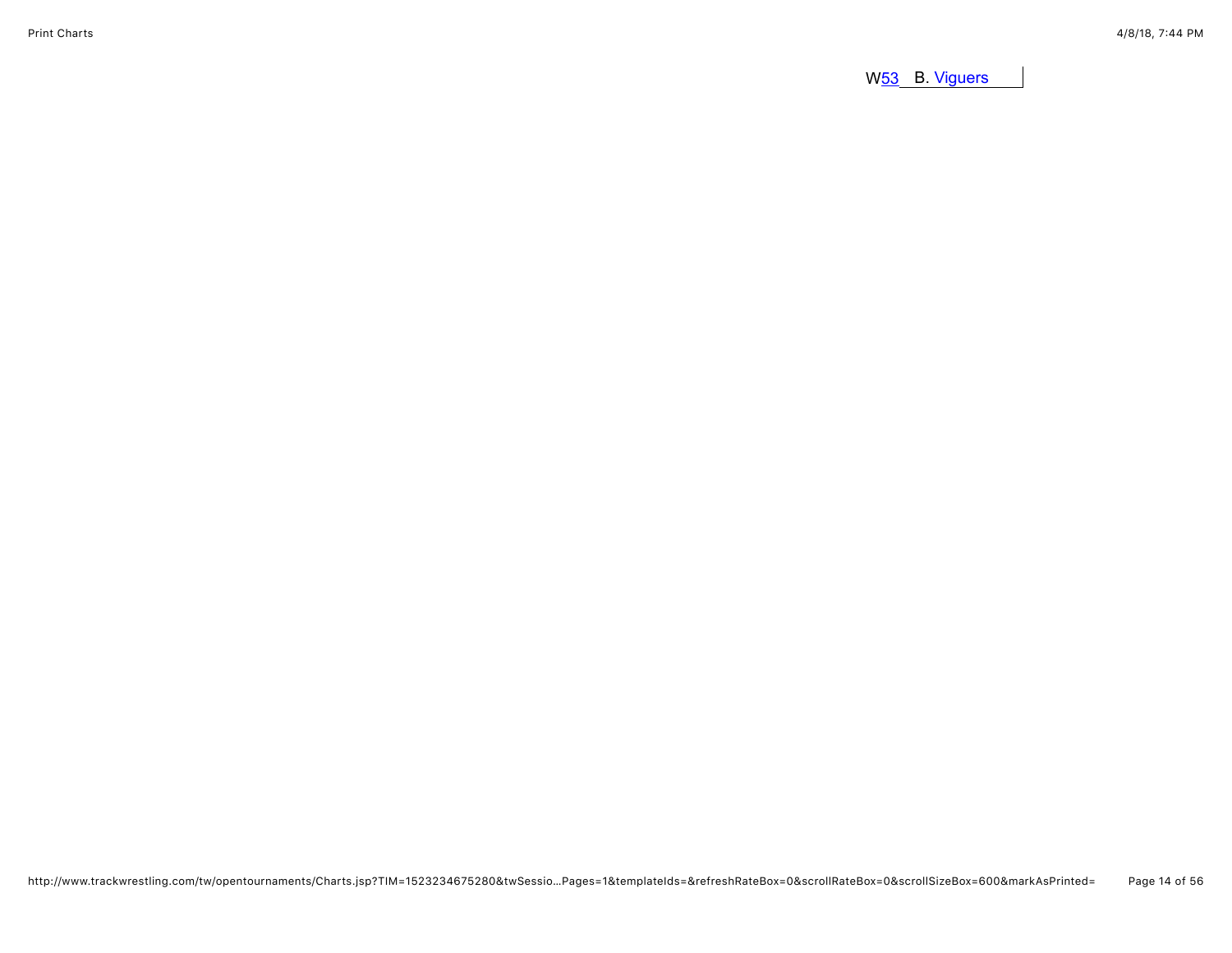W53 B. Viguers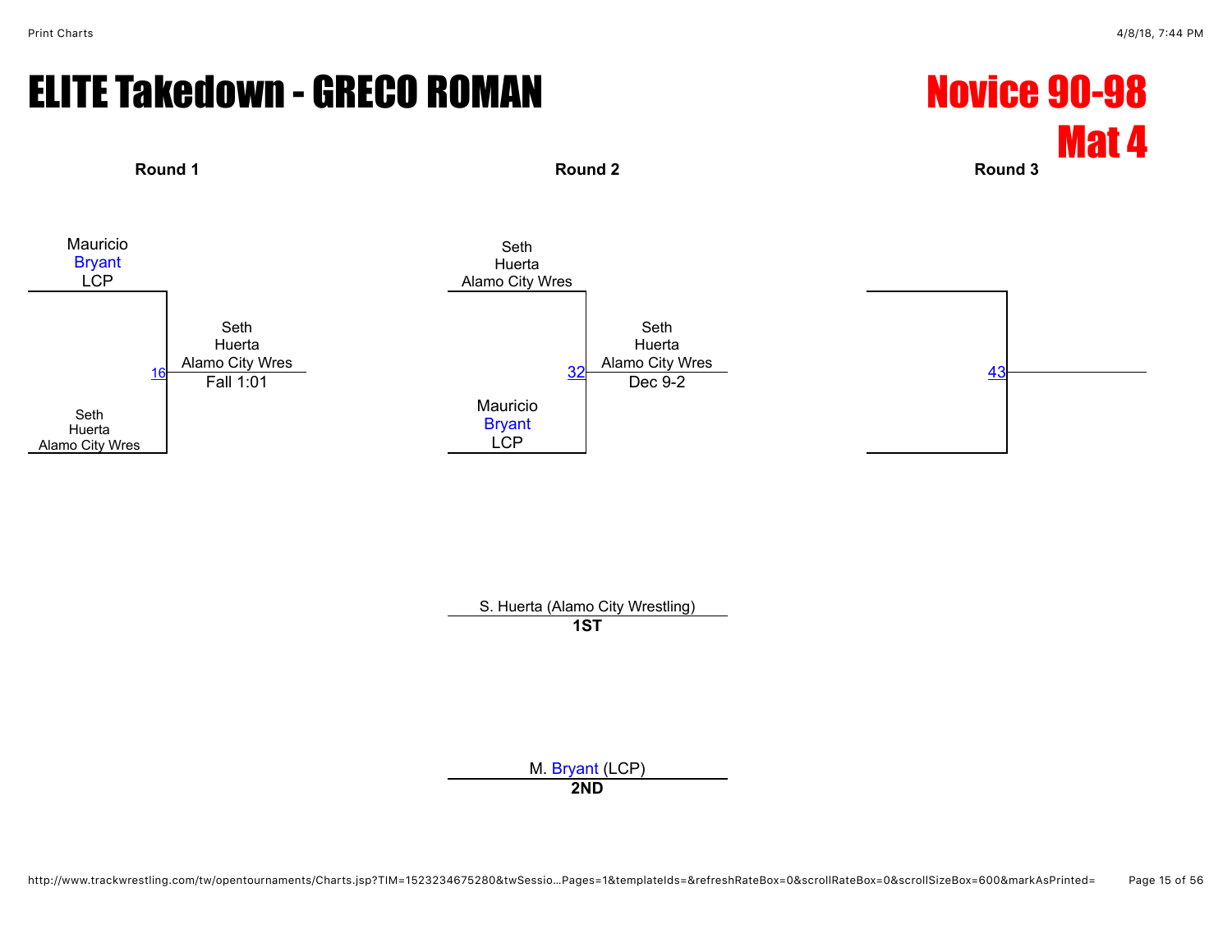# ELITE Takedown - GRECO ROMAN

## Novice 90-98
## Mat 4

**Round 1**

Mauricio
Bryant
LCP

16

Seth
Huerta
Alamo City Wres
Fall 1:01

Seth
Huerta
Alamo City Wres

**Round 2**

Seth
Huerta
Alamo City Wres

32

Seth
Huerta
Alamo City Wres
Dec 9-2

Mauricio
Bryant
LCP

**Round 3**

43

S. Huerta (Alamo City Wrestling)
**1ST**

M. Bryant (LCP)
**2ND**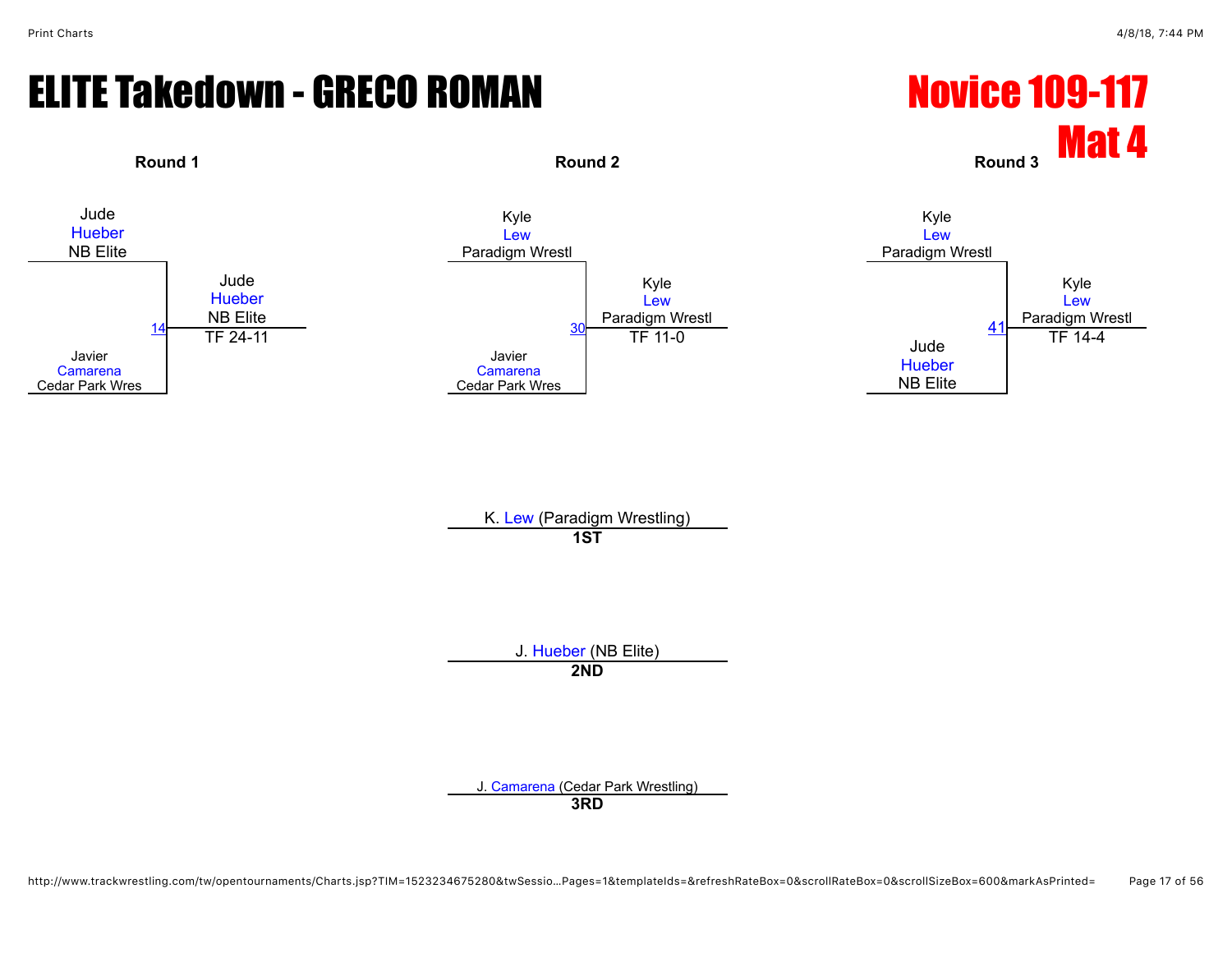# ELITE Takedown - GRECO ROMAN

# Novice 109-117
# Mat 4

**Round 1**

Jude
Hueber
NB Elite

14

Jude
Hueber
NB Elite
TF 24-11

Javier
Camarena
Cedar Park Wres

**Round 2**

Kyle
Lew
Paradigm Wrestl

30

Kyle
Lew
Paradigm Wrestl
TF 11-0

Javier
Camarena
Cedar Park Wres

**Round 3**

Kyle
Lew
Paradigm Wrestl

41

Kyle
Lew
Paradigm Wrestl
TF 14-4

Jude
Hueber
NB Elite

K. Lew (Paradigm Wrestling)
**1ST**

J. Hueber (NB Elite)
**2ND**

J. Camarena (Cedar Park Wrestling)
**3RD**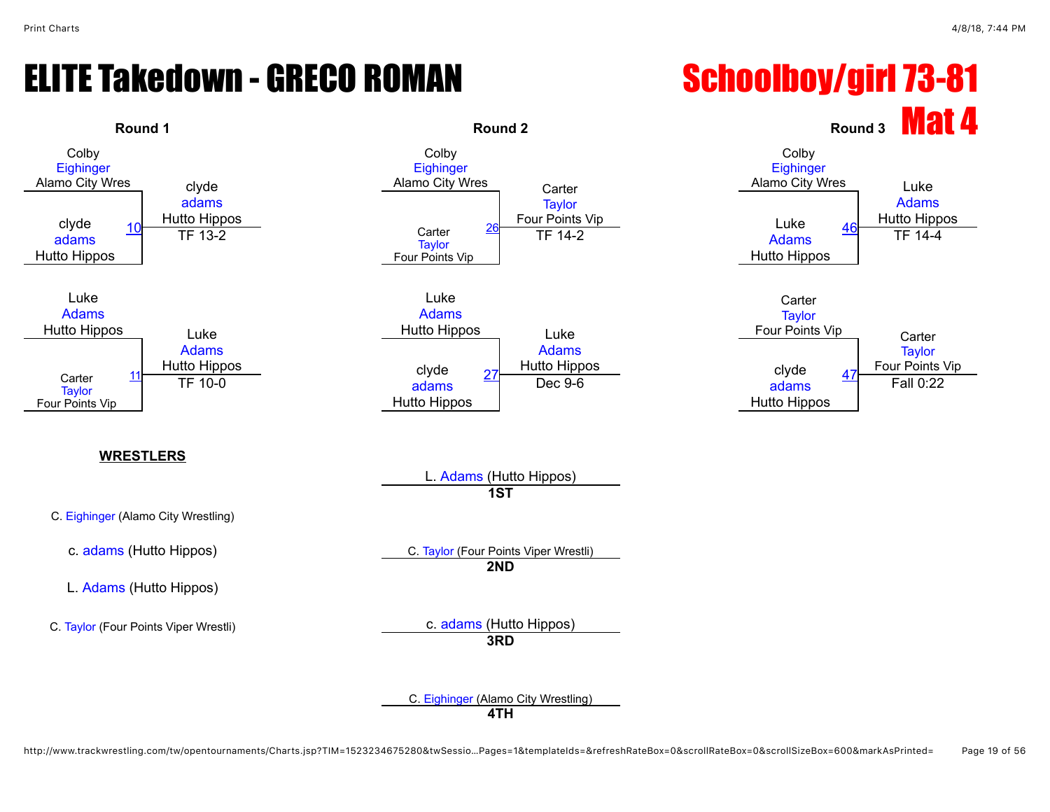# ELITE Takedown - GRECO ROMAN

# Schoolboy/girl 73-81

# Mat 4

### Round 1

Colby Eighinger, Alamo City Wres
clyde adams, Hutto Hippos
Match 10 — Winner: clyde adams, Hutto Hippos — TF 13-2

Luke Adams, Hutto Hippos
Carter Taylor, Four Points Vip
Match 11 — Winner: Luke Adams, Hutto Hippos — TF 10-0

### Round 2

Colby Eighinger, Alamo City Wres
Carter Taylor, Four Points Vip
Match 26 — Winner: Carter Taylor, Four Points Vip — TF 14-2

Luke Adams, Hutto Hippos
clyde adams, Hutto Hippos
Match 27 — Winner: Luke Adams, Hutto Hippos — Dec 9-6

### Round 3

Colby Eighinger, Alamo City Wres
Luke Adams, Hutto Hippos
Match 46 — Winner: Luke Adams, Hutto Hippos — TF 14-4

Carter Taylor, Four Points Vip
clyde adams, Hutto Hippos
Match 47 — Winner: Carter Taylor, Four Points Vip — Fall 0:22

**WRESTLERS**

C. Eighinger (Alamo City Wrestling)

c. adams (Hutto Hippos)

L. Adams (Hutto Hippos)

C. Taylor (Four Points Viper Wrestli)

L. Adams (Hutto Hippos)
**1ST**

C. Taylor (Four Points Viper Wrestli)
**2ND**

c. adams (Hutto Hippos)
**3RD**

C. Eighinger (Alamo City Wrestling)
**4TH**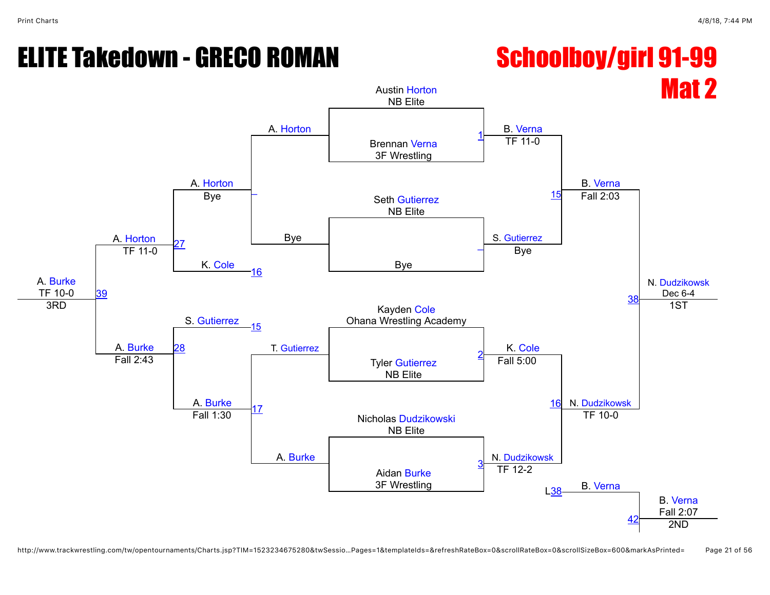# ELITE Takedown - GRECO ROMAN

## Schoolboy/girl 91-99

## Mat 2

Austin Horton
NB Elite

Brennan Verna
3F Wrestling

Seth Gutierrez
NB Elite

Bye

Kayden Cole
Ohana Wrestling Academy

Tyler Gutierrez
NB Elite

Nicholas Dudzikowski
NB Elite

Aidan Burke
3F Wrestling

1 B. Verna
TF 11-0

_ S. Gutierrez
Bye

15 B. Verna
Fall 2:03

2 K. Cole
Fall 5:00

3 N. Dudzikowsk
TF 12-2

16 N. Dudzikowsk
TF 10-0

38 N. Dudzikowsk
Dec 6-4
1ST

L38 B. Verna

42 B. Verna
Fall 2:07
2ND

A. Horton

_ Bye

A. Horton
Bye

K. Cole 16

T. Gutierrez

A. Burke

S. Gutierrez 15

17 A. Burke
Fall 1:30

27 A. Horton
TF 11-0

28 A. Burke
Fall 2:43

39 A. Burke
TF 10-0
3RD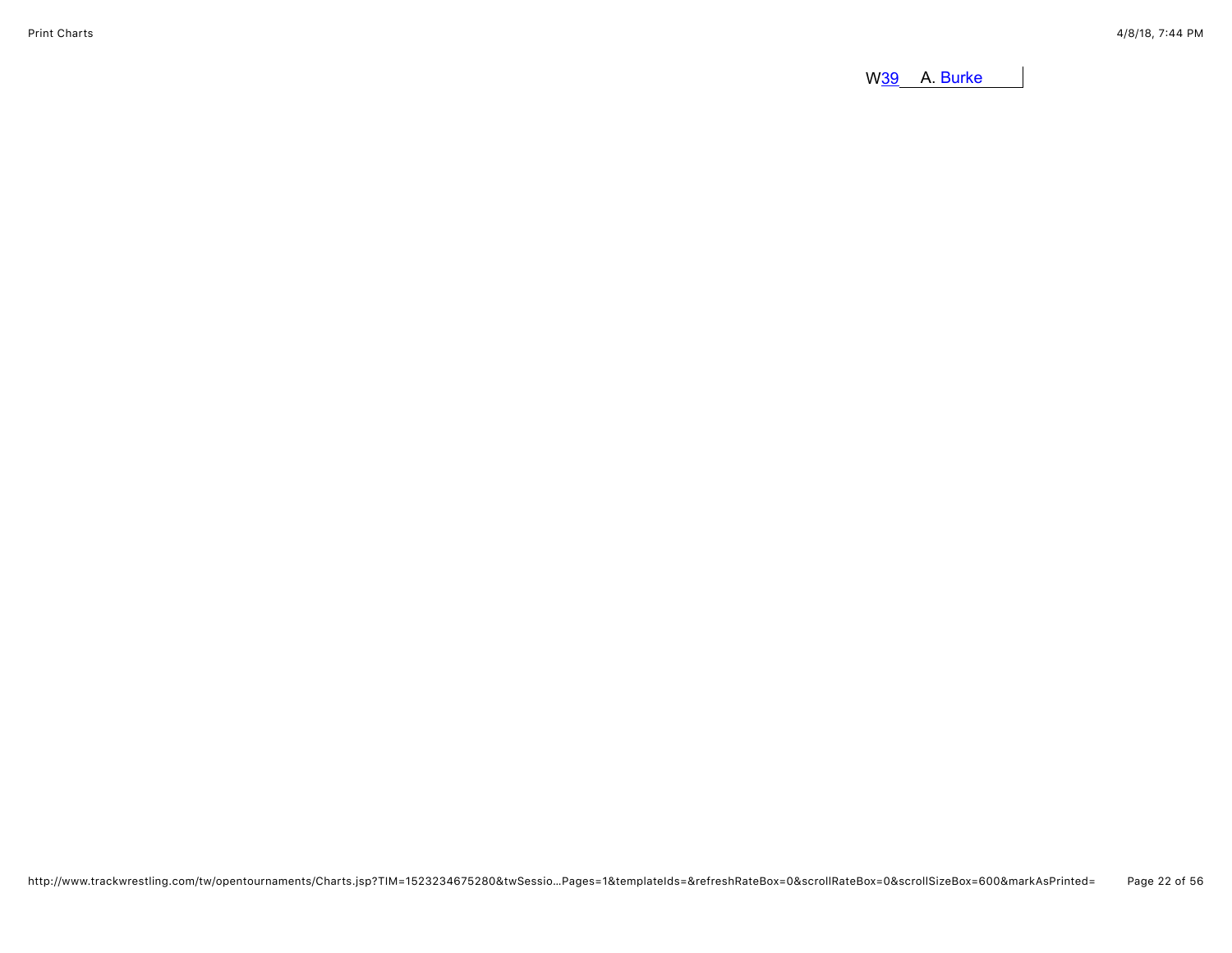W39 A. Burke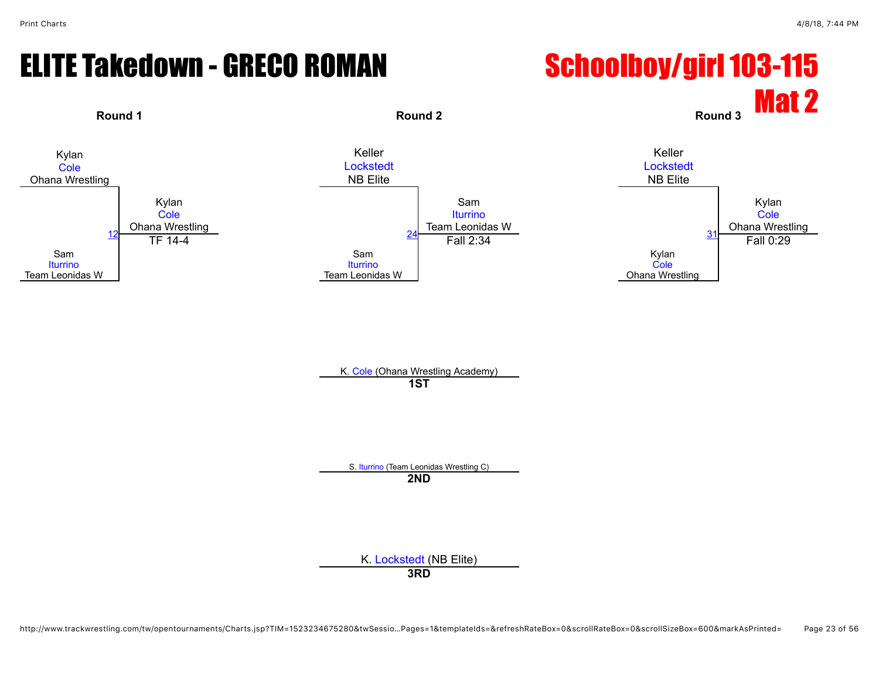# ELITE Takedown - GRECO ROMAN

# Schoolboy/girl 103-115

# Mat 2

**Round 1**

Kylan
Cole
Ohana Wrestling

12

Sam
Iturrino
Team Leonidas W

Kylan
Cole
Ohana Wrestling
TF 14-4

**Round 2**

Keller
Lockstedt
NB Elite

24

Sam
Iturrino
Team Leonidas W

Sam
Iturrino
Team Leonidas W
Fall 2:34

**Round 3**

Keller
Lockstedt
NB Elite

31

Kylan
Cole
Ohana Wrestling

Kylan
Cole
Ohana Wrestling
Fall 0:29

K. Cole (Ohana Wrestling Academy)
**1ST**

S. Iturrino (Team Leonidas Wrestling C)
**2ND**

K. Lockstedt (NB Elite)
**3RD**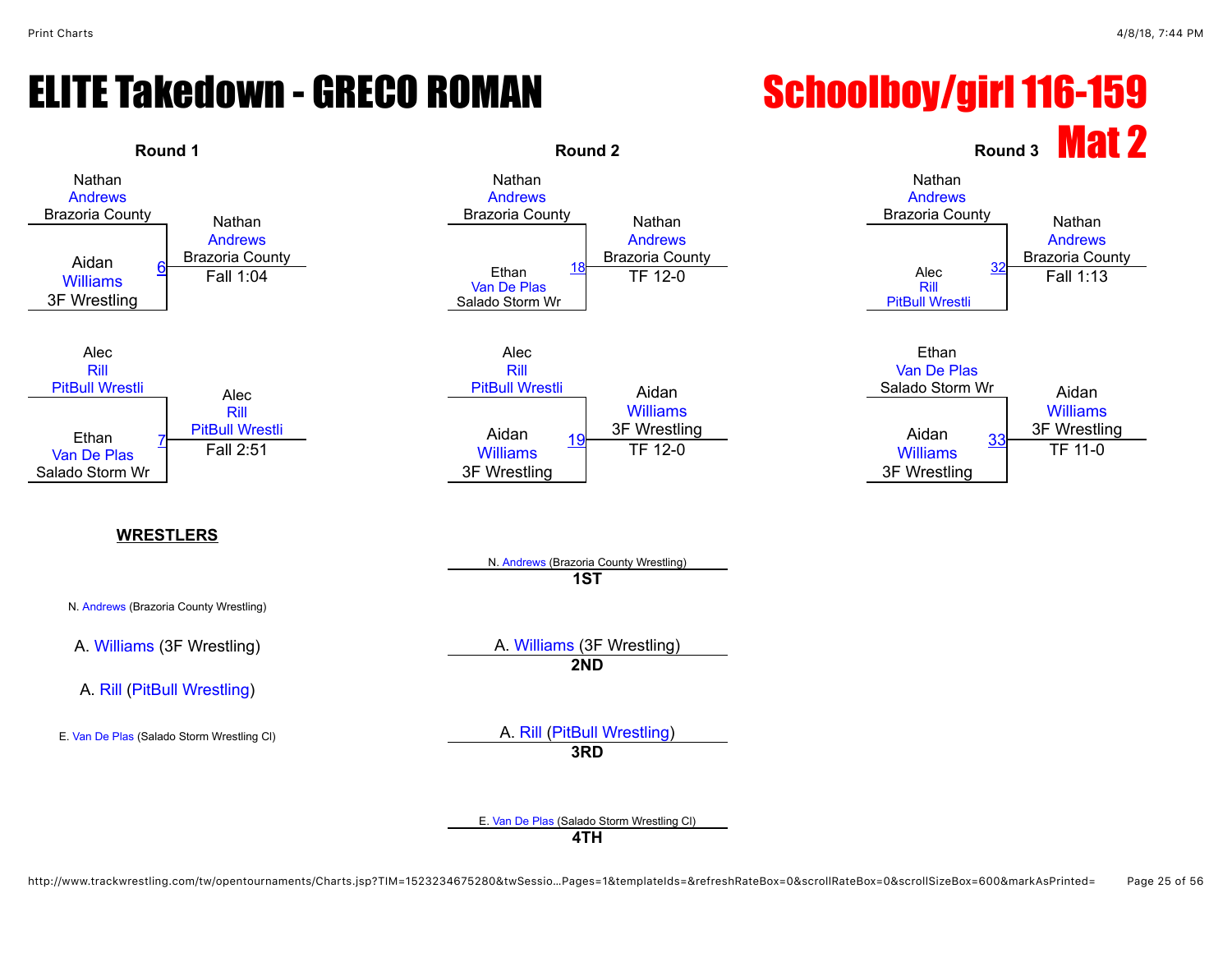# ELITE Takedown - GRECO ROMAN

# Schoolboy/girl 116-159

# Mat 2

### Round 1

Nathan Andrews, Brazoria County
Aidan Williams, 3F Wrestling — 6
Winner: Nathan Andrews, Brazoria County — Fall 1:04

Alec Rill, PitBull Wrestli
Ethan Van De Plas, Salado Storm Wr — 7
Winner: Alec Rill, PitBull Wrestli — Fall 2:51

### Round 2

Nathan Andrews, Brazoria County
Ethan Van De Plas, Salado Storm Wr — 18
Winner: Nathan Andrews, Brazoria County — TF 12-0

Alec Rill, PitBull Wrestli
Aidan Williams, 3F Wrestling — 19
Winner: Aidan Williams, 3F Wrestling — TF 12-0

### Round 3

Nathan Andrews, Brazoria County
Alec Rill, PitBull Wrestli — 32
Winner: Nathan Andrews, Brazoria County — Fall 1:13

Ethan Van De Plas, Salado Storm Wr
Aidan Williams, 3F Wrestling — 33
Winner: Aidan Williams, 3F Wrestling — TF 11-0

**WRESTLERS**

N. Andrews (Brazoria County Wrestling)

A. Williams (3F Wrestling)

A. Rill (PitBull Wrestling)

E. Van De Plas (Salado Storm Wrestling Cl)

N. Andrews (Brazoria County Wrestling)
**1ST**

A. Williams (3F Wrestling)
**2ND**

A. Rill (PitBull Wrestling)
**3RD**

E. Van De Plas (Salado Storm Wrestling Cl)
**4TH**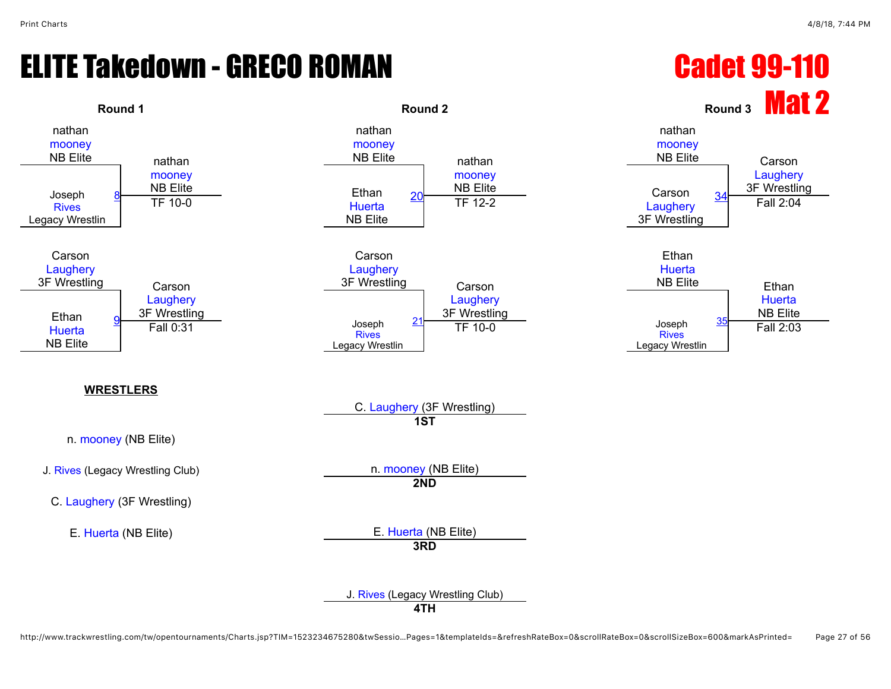# ELITE Takedown - GRECO ROMAN

## Cadet 99-110

## Mat 2

### Round 1

nathan mooney NB Elite
Joseph Rives Legacy Wrestlin
8
nathan mooney NB Elite
TF 10-0

Carson Laughery 3F Wrestling
Ethan Huerta NB Elite
9
Carson Laughery 3F Wrestling
Fall 0:31

### Round 2

nathan mooney NB Elite
Ethan Huerta NB Elite
20
nathan mooney NB Elite
TF 12-2

Carson Laughery 3F Wrestling
Joseph Rives Legacy Wrestlin
21
Carson Laughery 3F Wrestling
TF 10-0

### Round 3

nathan mooney NB Elite
Carson Laughery 3F Wrestling
34
Carson Laughery 3F Wrestling
Fall 2:04

Ethan Huerta NB Elite
Joseph Rives Legacy Wrestlin
35
Ethan Huerta NB Elite
Fall 2:03

**WRESTLERS**

n. mooney (NB Elite)

J. Rives (Legacy Wrestling Club)

C. Laughery (3F Wrestling)

E. Huerta (NB Elite)

C. Laughery (3F Wrestling)
**1ST**

n. mooney (NB Elite)
**2ND**

E. Huerta (NB Elite)
**3RD**

J. Rives (Legacy Wrestling Club)
**4TH**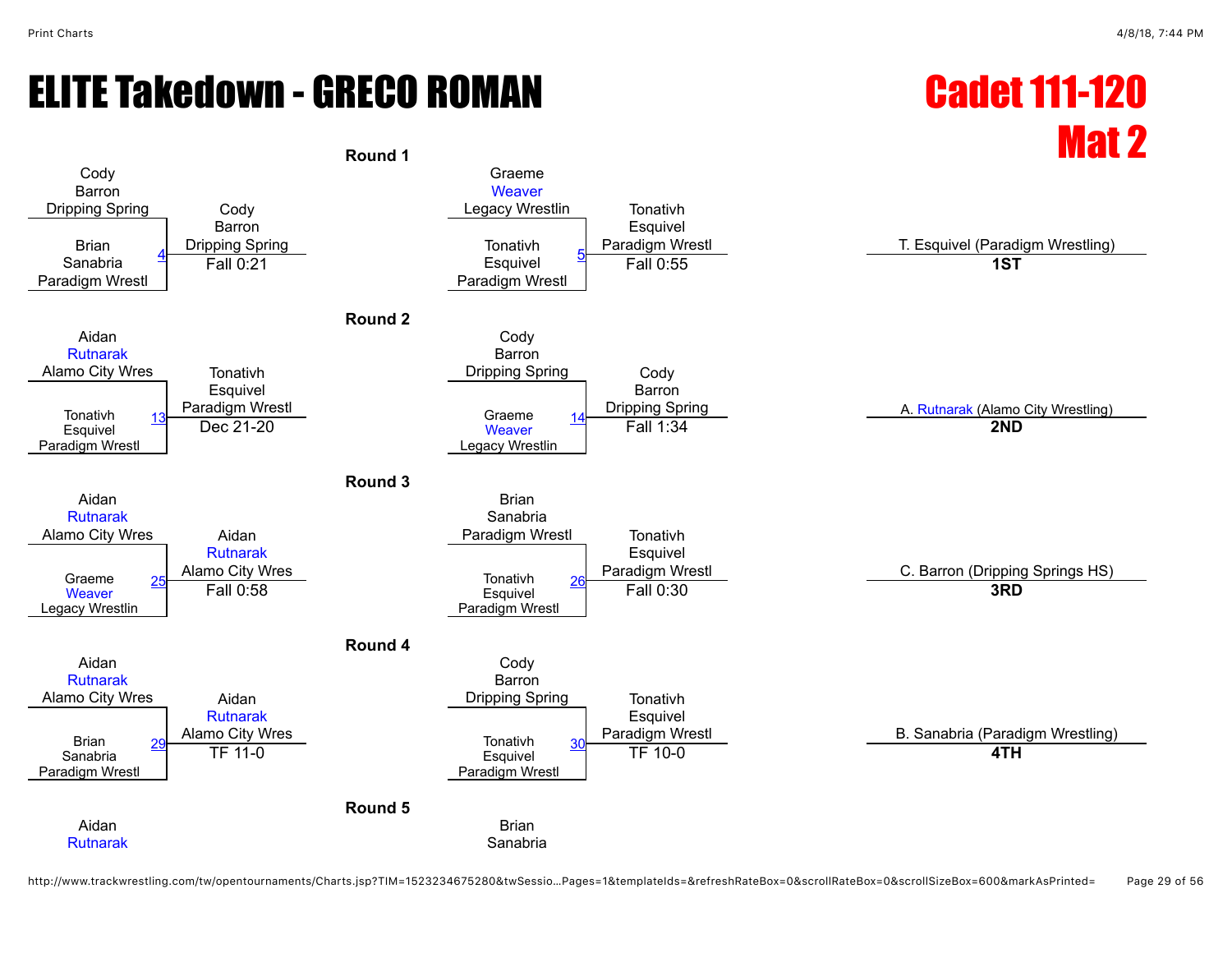# ELITE Takedown - GRECO ROMAN

# Cadet 111-120
# Mat 2

**Round 1**

Cody Barron Dripping Spring
Brian Sanabria Paradigm Wrestl
4
Cody Barron Dripping Spring
Fall 0:21

Graeme Weaver Legacy Wrestlin
Tonativh Esquivel Paradigm Wrestl
5
Tonativh Esquivel Paradigm Wrestl
Fall 0:55

**Round 2**

Aidan Rutnarak Alamo City Wres
Tonativh Esquivel Paradigm Wrestl
13
Tonativh Esquivel Paradigm Wrestl
Dec 21-20

Cody Barron Dripping Spring
Graeme Weaver Legacy Wrestlin
14
Cody Barron Dripping Spring
Fall 1:34

**Round 3**

Aidan Rutnarak Alamo City Wres
Graeme Weaver Legacy Wrestlin
25
Aidan Rutnarak Alamo City Wres
Fall 0:58

Brian Sanabria Paradigm Wrestl
Tonativh Esquivel Paradigm Wrestl
26
Tonativh Esquivel Paradigm Wrestl
Fall 0:30

**Round 4**

Aidan Rutnarak Alamo City Wres
Brian Sanabria Paradigm Wrestl
29
Aidan Rutnarak Alamo City Wres
TF 11-0

Cody Barron Dripping Spring
Tonativh Esquivel Paradigm Wrestl
30
Tonativh Esquivel Paradigm Wrestl
TF 10-0

**Round 5**

Aidan Rutnarak

Brian Sanabria

**Placements**

T. Esquivel (Paradigm Wrestling)
**1ST**

A. Rutnarak (Alamo City Wrestling)
**2ND**

C. Barron (Dripping Springs HS)
**3RD**

B. Sanabria (Paradigm Wrestling)
**4TH**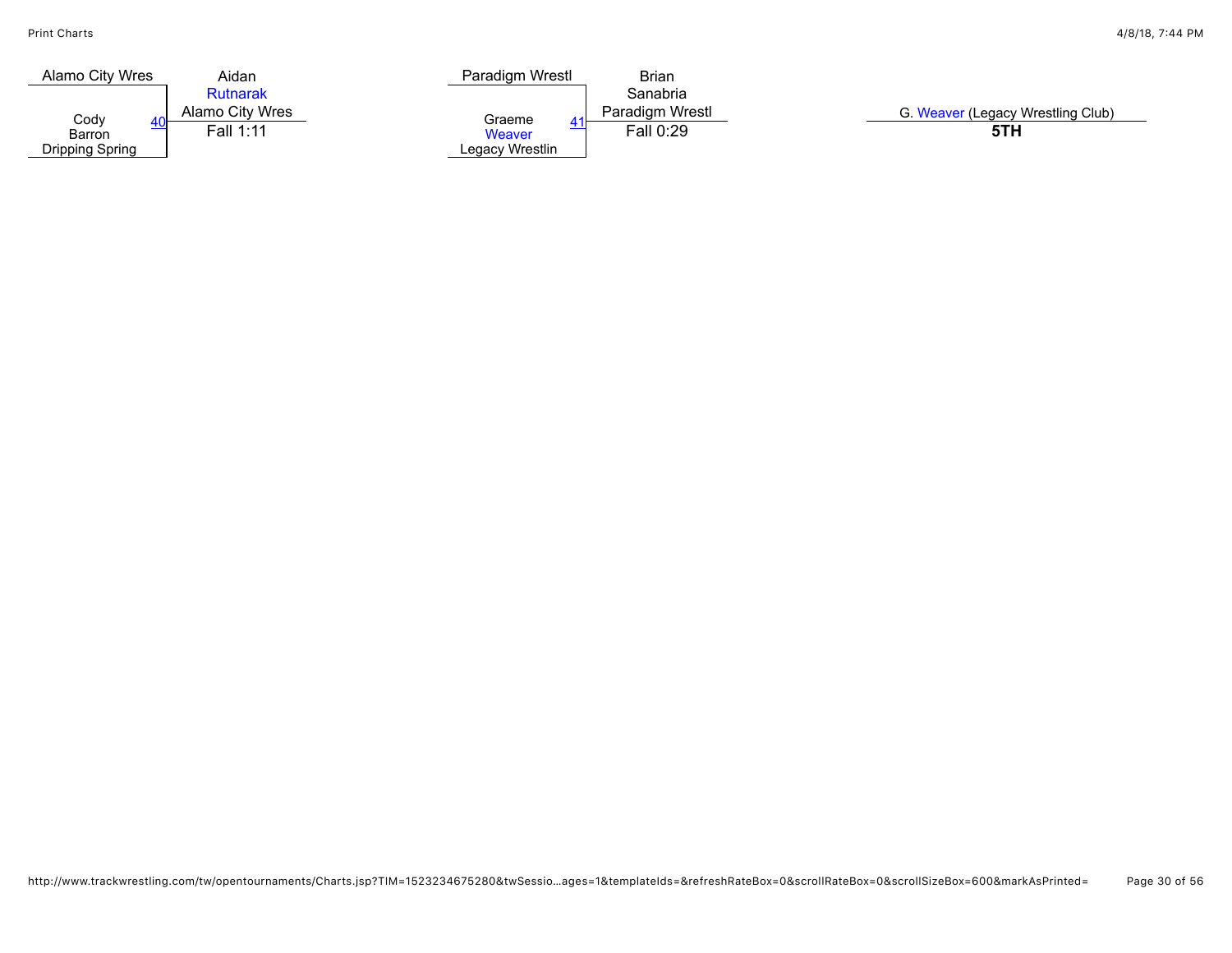Alamo City Wres

Cody
Barron
Dripping Spring

40

Aidan
Rutnarak
Alamo City Wres
Fall 1:11

Paradigm Wrestl

Graeme
Weaver
Legacy Wrestlin

41

Brian
Sanabria
Paradigm Wrestl
Fall 0:29

G. Weaver (Legacy Wrestling Club)
**5TH**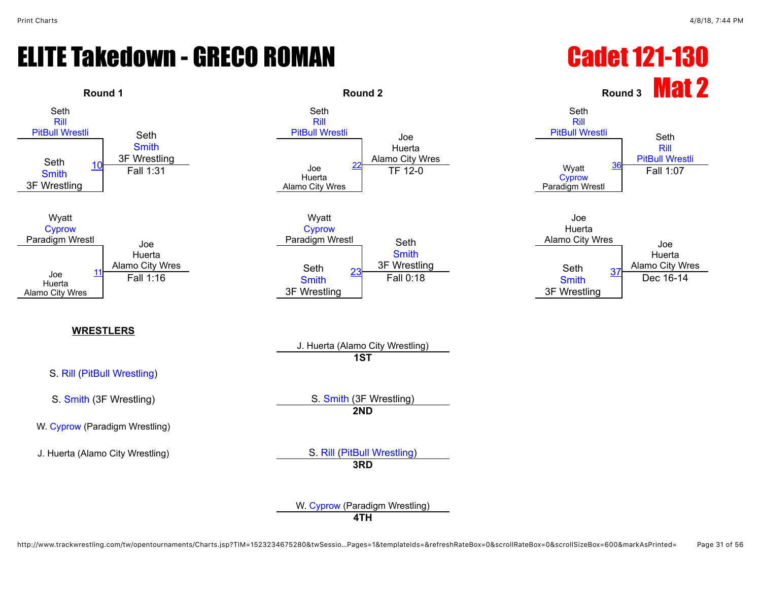# ELITE Takedown - GRECO ROMAN

## Cadet 121-130

## Mat 2

### Round 1

Seth Rill PitBull Wrestli
vs
Seth Smith 3F Wrestling
Match 10 — Winner: Seth Smith 3F Wrestling — Fall 1:31

Wyatt Cyprow Paradigm Wrestl
vs
Joe Huerta Alamo City Wres
Match 11 — Winner: Joe Huerta Alamo City Wres — Fall 1:16

### Round 2

Seth Rill PitBull Wrestli
vs
Joe Huerta Alamo City Wres
Match 22 — Winner: Joe Huerta Alamo City Wres — TF 12-0

Wyatt Cyprow Paradigm Wrestl
vs
Seth Smith 3F Wrestling
Match 23 — Winner: Seth Smith 3F Wrestling — Fall 0:18

### Round 3

Seth Rill PitBull Wrestli
vs
Wyatt Cyprow Paradigm Wrestl
Match 36 — Winner: Seth Rill PitBull Wrestli — Fall 1:07

Joe Huerta Alamo City Wres
vs
Seth Smith 3F Wrestling
Match 37 — Winner: Joe Huerta Alamo City Wres — Dec 16-14

**WRESTLERS**

S. Rill (PitBull Wrestling)

S. Smith (3F Wrestling)

W. Cyprow (Paradigm Wrestling)

J. Huerta (Alamo City Wrestling)

J. Huerta (Alamo City Wrestling)
**1ST**

S. Smith (3F Wrestling)
**2ND**

S. Rill (PitBull Wrestling)
**3RD**

W. Cyprow (Paradigm Wrestling)
**4TH**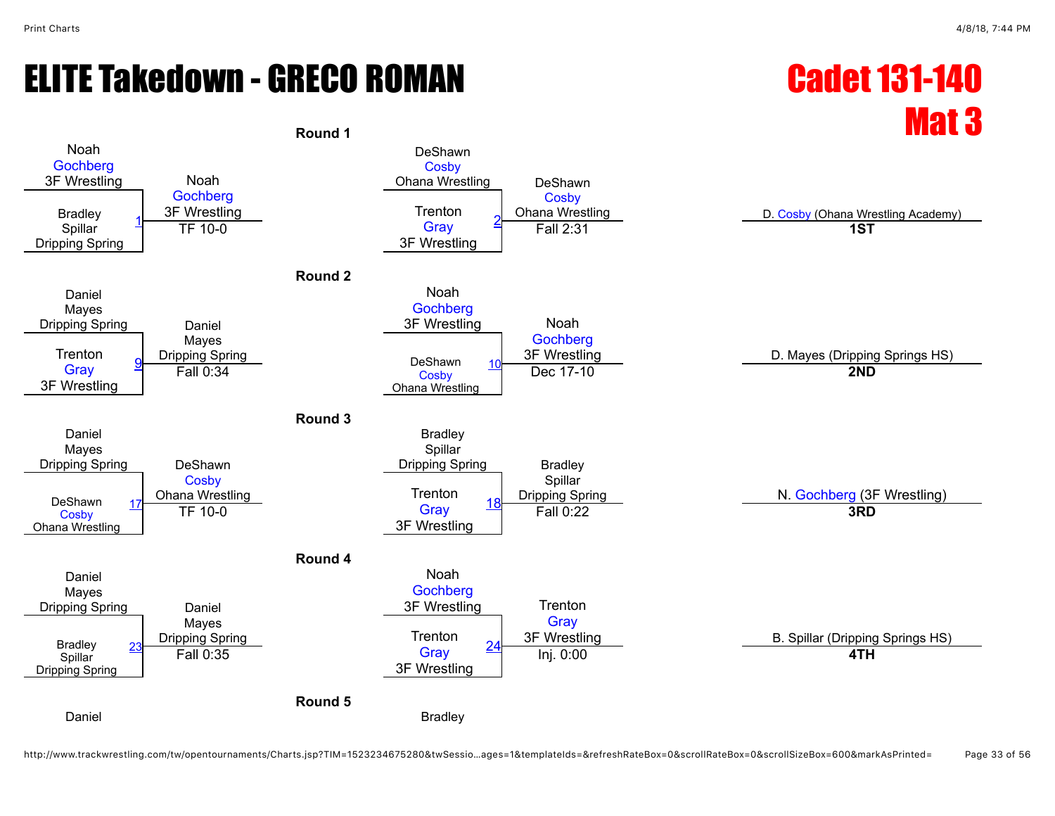# ELITE Takedown - GRECO ROMAN

## Cadet 131-140
## Mat 3

**Round 1**

Noah Gochberg, 3F Wrestling
Bradley Spillar, Dripping Spring
1 — Noah Gochberg, 3F Wrestling — TF 10-0

DeShawn Cosby, Ohana Wrestling
Trenton Gray, 3F Wrestling
2 — DeShawn Cosby, Ohana Wrestling — Fall 2:31

**Round 2**

Daniel Mayes, Dripping Spring
Trenton Gray, 3F Wrestling
9 — Daniel Mayes, Dripping Spring — Fall 0:34

Noah Gochberg, 3F Wrestling
DeShawn Cosby, Ohana Wrestling
10 — Noah Gochberg, 3F Wrestling — Dec 17-10

**Round 3**

Daniel Mayes, Dripping Spring
DeShawn Cosby, Ohana Wrestling
17 — DeShawn Cosby, Ohana Wrestling — TF 10-0

Bradley Spillar, Dripping Spring
Trenton Gray, 3F Wrestling
18 — Bradley Spillar, Dripping Spring — Fall 0:22

**Round 4**

Daniel Mayes, Dripping Spring
Bradley Spillar, Dripping Spring
23 — Daniel Mayes, Dripping Spring — Fall 0:35

Noah Gochberg, 3F Wrestling
Trenton Gray, 3F Wrestling
24 — Trenton Gray, 3F Wrestling — Inj. 0:00

**Round 5**

Daniel

Bradley

**Placements**

D. Cosby (Ohana Wrestling Academy) — **1ST**

D. Mayes (Dripping Springs HS) — **2ND**

N. Gochberg (3F Wrestling) — **3RD**

B. Spillar (Dripping Springs HS) — **4TH**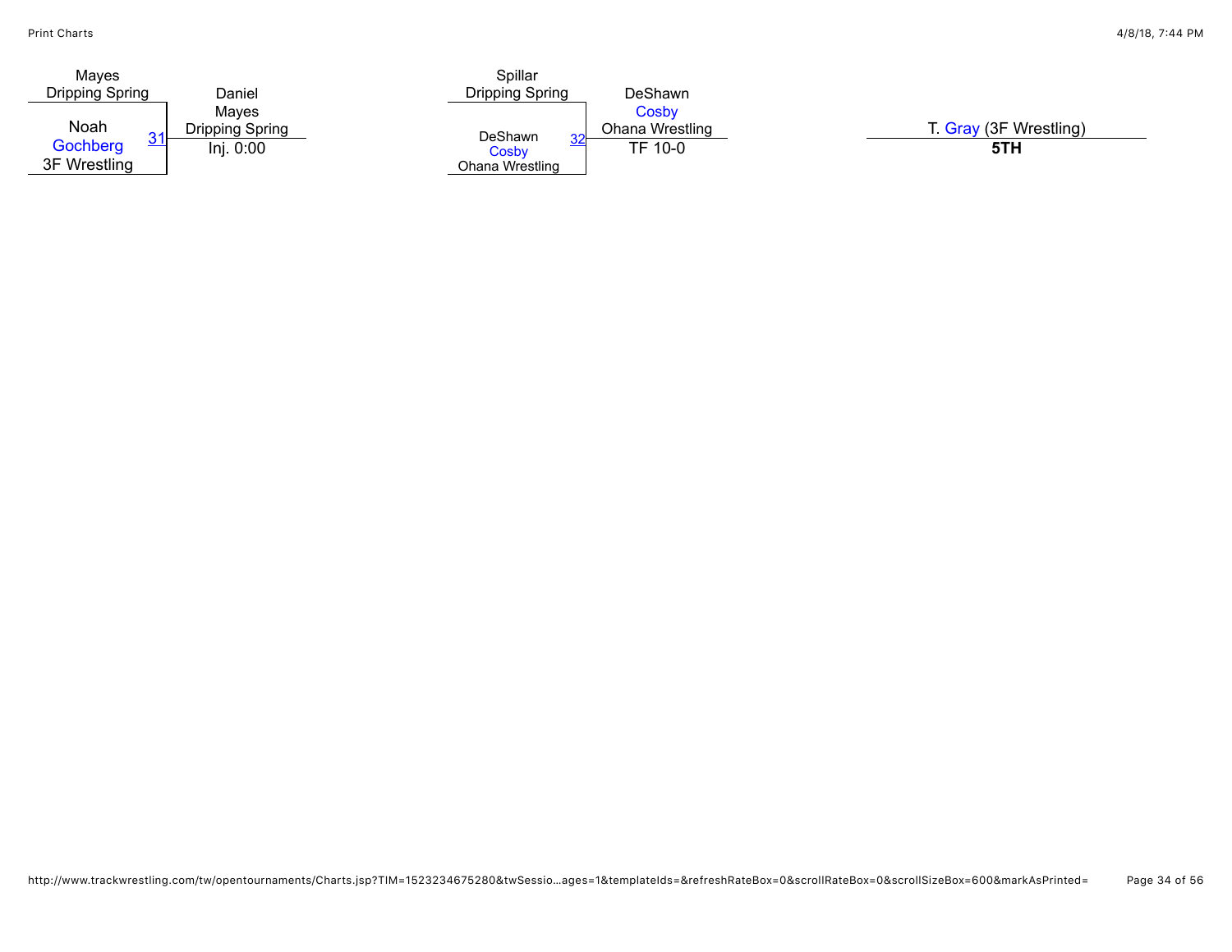Mayes
Dripping Spring

Noah
Gochberg
3F Wrestling

31

Daniel
Mayes
Dripping Spring
Inj. 0:00

Spillar
Dripping Spring

DeShawn
Cosby
Ohana Wrestling

32

DeShawn
Cosby
Ohana Wrestling
TF 10-0

T. Gray (3F Wrestling)
**5TH**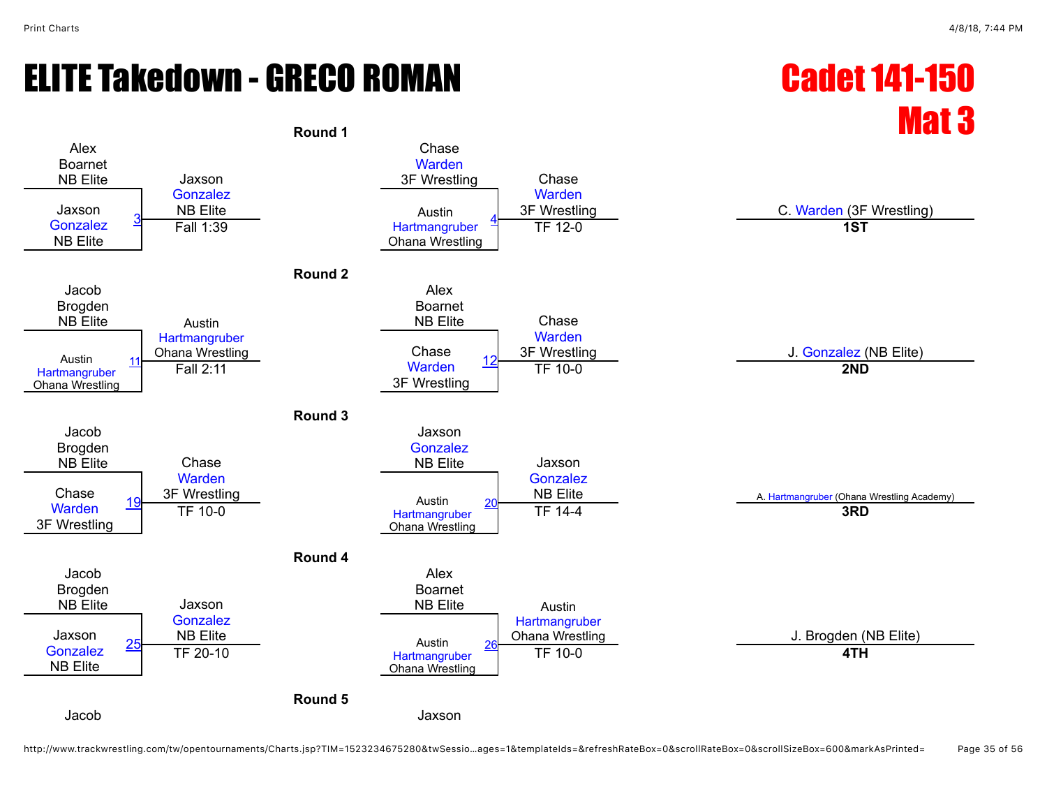# ELITE Takedown - GRECO ROMAN

## Cadet 141-150
## Mat 3

### Round 1

Alex Boarnet NB Elite
Jaxson Gonzalez NB Elite
3
Jaxson Gonzalez NB Elite
Fall 1:39

Chase Warden 3F Wrestling
Austin Hartmangruber Ohana Wrestling
4
Chase Warden 3F Wrestling
TF 12-0

C. Warden (3F Wrestling)
**1ST**

### Round 2

Jacob Brogden NB Elite
Austin Hartmangruber Ohana Wrestling
11
Austin Hartmangruber Ohana Wrestling
Fall 2:11

Alex Boarnet NB Elite
Chase Warden 3F Wrestling
12
Chase Warden 3F Wrestling
TF 10-0

J. Gonzalez (NB Elite)
**2ND**

### Round 3

Jacob Brogden NB Elite
Chase Warden 3F Wrestling
19
Chase Warden 3F Wrestling
TF 10-0

Jaxson Gonzalez NB Elite
Austin Hartmangruber Ohana Wrestling
20
Jaxson Gonzalez NB Elite
TF 14-4

A. Hartmangruber (Ohana Wrestling Academy)
**3RD**

### Round 4

Jacob Brogden NB Elite
Jaxson Gonzalez NB Elite
25
Jaxson Gonzalez NB Elite
TF 20-10

Alex Boarnet NB Elite
Austin Hartmangruber Ohana Wrestling
26
Austin Hartmangruber Ohana Wrestling
TF 10-0

J. Brogden (NB Elite)
**4TH**

### Round 5

Jacob

Jaxson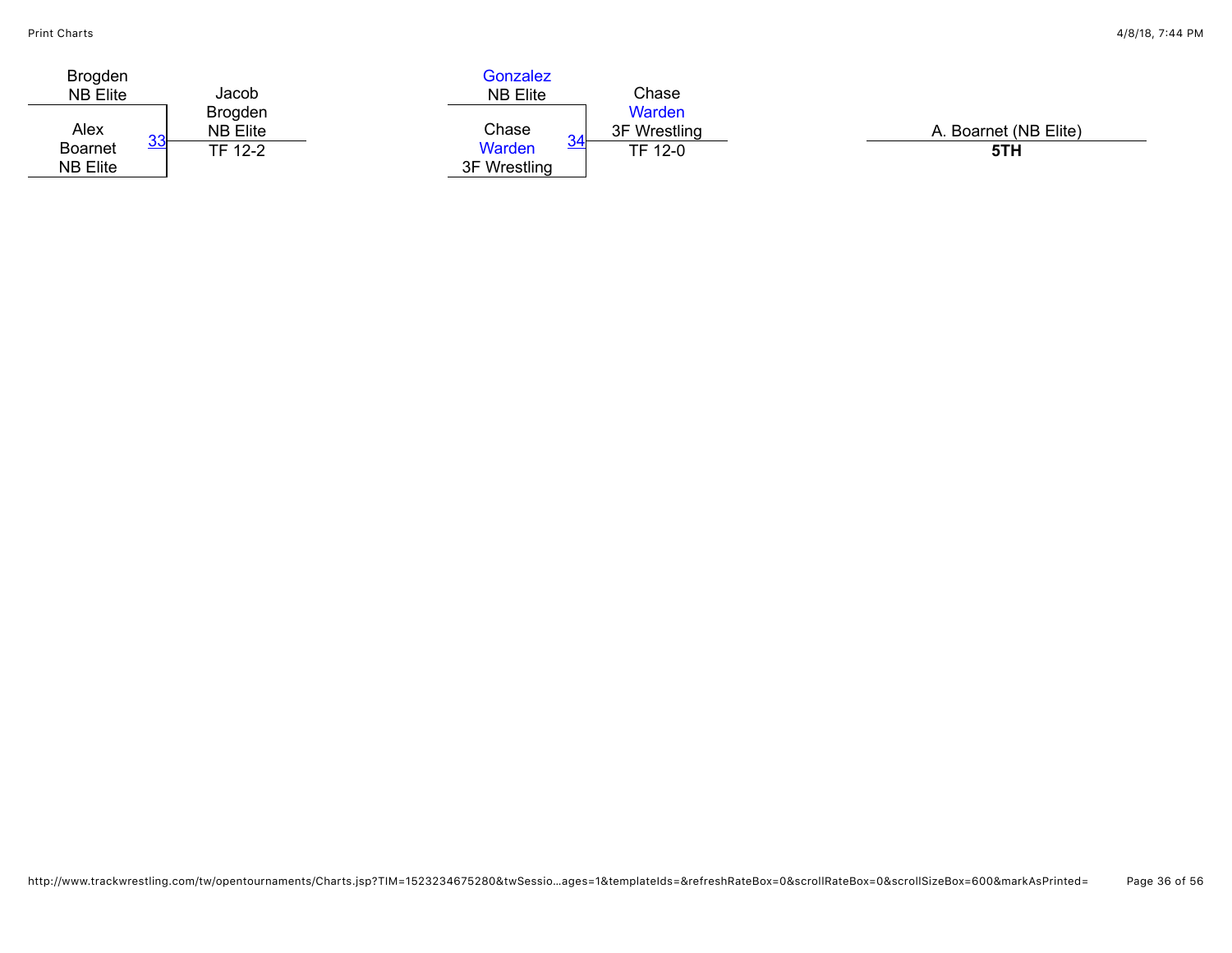Brogden
NB Elite

Alex
Boarnet
NB Elite

33

Jacob
Brogden
NB Elite
TF 12-2

Gonzalez
NB Elite

Chase
Warden
3F Wrestling

34

Chase
Warden
3F Wrestling
TF 12-0

A. Boarnet (NB Elite)
**5TH**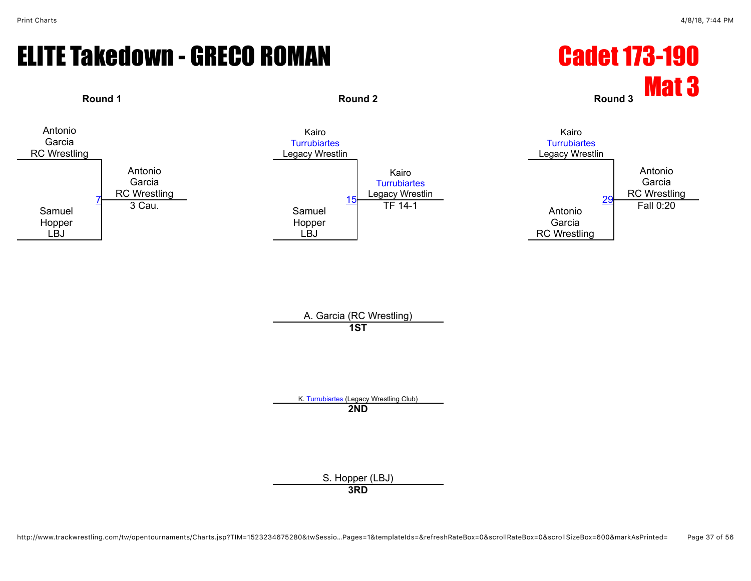# ELITE Takedown - GRECO ROMAN

# Cadet 173-190
# Mat 3

**Round 1**

Antonio Garcia
RC Wrestling

7

Samuel Hopper
LBJ

Antonio Garcia
RC Wrestling
3 Cau.

**Round 2**

Kairo Turrubiartes
Legacy Wrestlin

15

Samuel Hopper
LBJ

Kairo Turrubiartes
Legacy Wrestlin
TF 14-1

**Round 3**

Kairo Turrubiartes
Legacy Wrestlin

29

Antonio Garcia
RC Wrestling

Antonio Garcia
RC Wrestling
Fall 0:20

A. Garcia (RC Wrestling)
**1ST**

K. Turrubiartes (Legacy Wrestling Club)
**2ND**

S. Hopper (LBJ)
**3RD**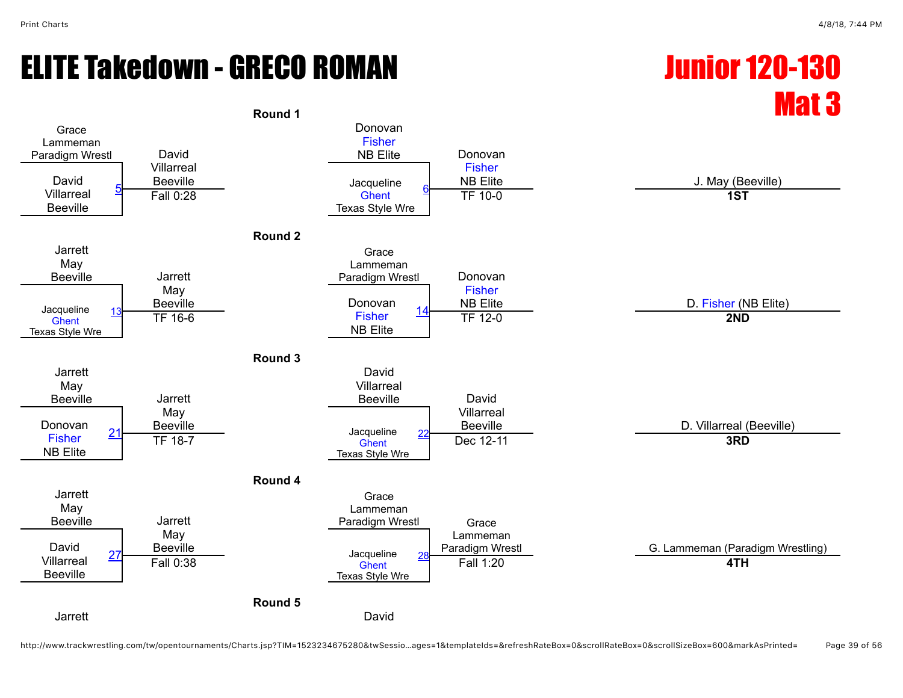# ELITE Takedown - GRECO ROMAN

## Junior 120-130
## Mat 3

**Round 1**

Grace Lammeman Paradigm Wrestl
David Villarreal Beeville — 5 — David Villarreal Beeville Fall 0:28

Donovan Fisher NB Elite
Jacqueline Ghent Texas Style Wre — 6 — Donovan Fisher NB Elite TF 10-0

J. May (Beeville)
**1ST**

**Round 2**

Jarrett May Beeville
Jacqueline Ghent Texas Style Wre — 13 — Jarrett May Beeville TF 16-6

Grace Lammeman Paradigm Wrestl
Donovan Fisher NB Elite — 14 — Donovan Fisher NB Elite TF 12-0

D. Fisher (NB Elite)
**2ND**

**Round 3**

Jarrett May Beeville
Donovan Fisher NB Elite — 21 — Jarrett May Beeville TF 18-7

David Villarreal Beeville
Jacqueline Ghent Texas Style Wre — 22 — David Villarreal Beeville Dec 12-11

D. Villarreal (Beeville)
**3RD**

**Round 4**

Jarrett May Beeville
David Villarreal Beeville — 27 — Jarrett May Beeville Fall 0:38

Grace Lammeman Paradigm Wrestl
Jacqueline Ghent Texas Style Wre — 28 — Grace Lammeman Paradigm Wrestl Fall 1:20

G. Lammeman (Paradigm Wrestling)
**4TH**

**Round 5**

Jarrett

David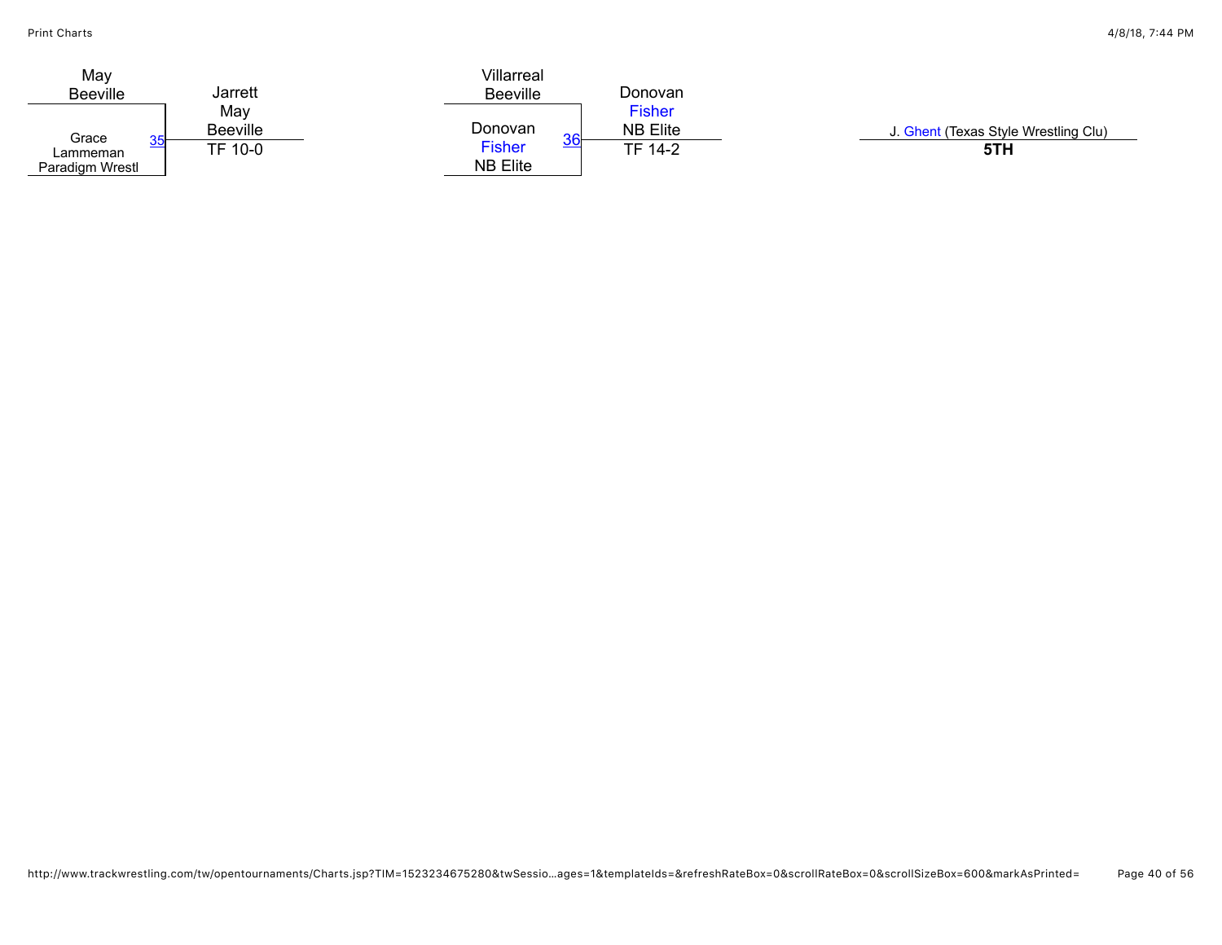May
Beeville

Grace
Lammeman
Paradigm Wrestl

35

Jarrett
May
Beeville
TF 10-0

Villarreal
Beeville

Donovan
Fisher
NB Elite

36

Donovan
Fisher
NB Elite
TF 14-2

J. Ghent (Texas Style Wrestling Clu)
**5TH**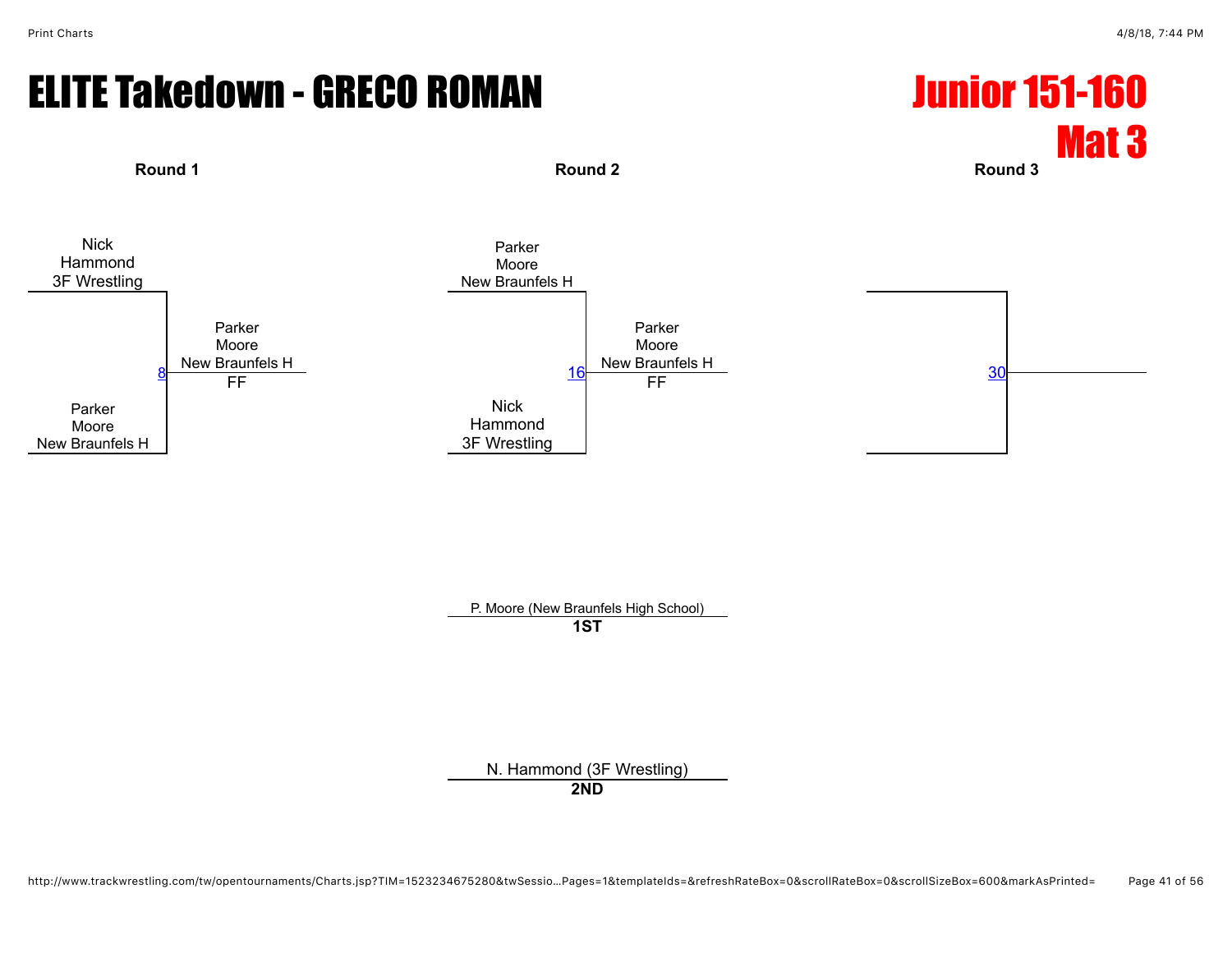# ELITE Takedown - GRECO ROMAN

## Junior 151-160
## Mat 3

**Round 1**

Nick Hammond
3F Wrestling

8

Parker Moore
New Braunfels H

Parker Moore
New Braunfels H
FF

**Round 2**

Parker Moore
New Braunfels H

16

Nick Hammond
3F Wrestling

Parker Moore
New Braunfels H
FF

**Round 3**

30

P. Moore (New Braunfels High School)
**1ST**

N. Hammond (3F Wrestling)
**2ND**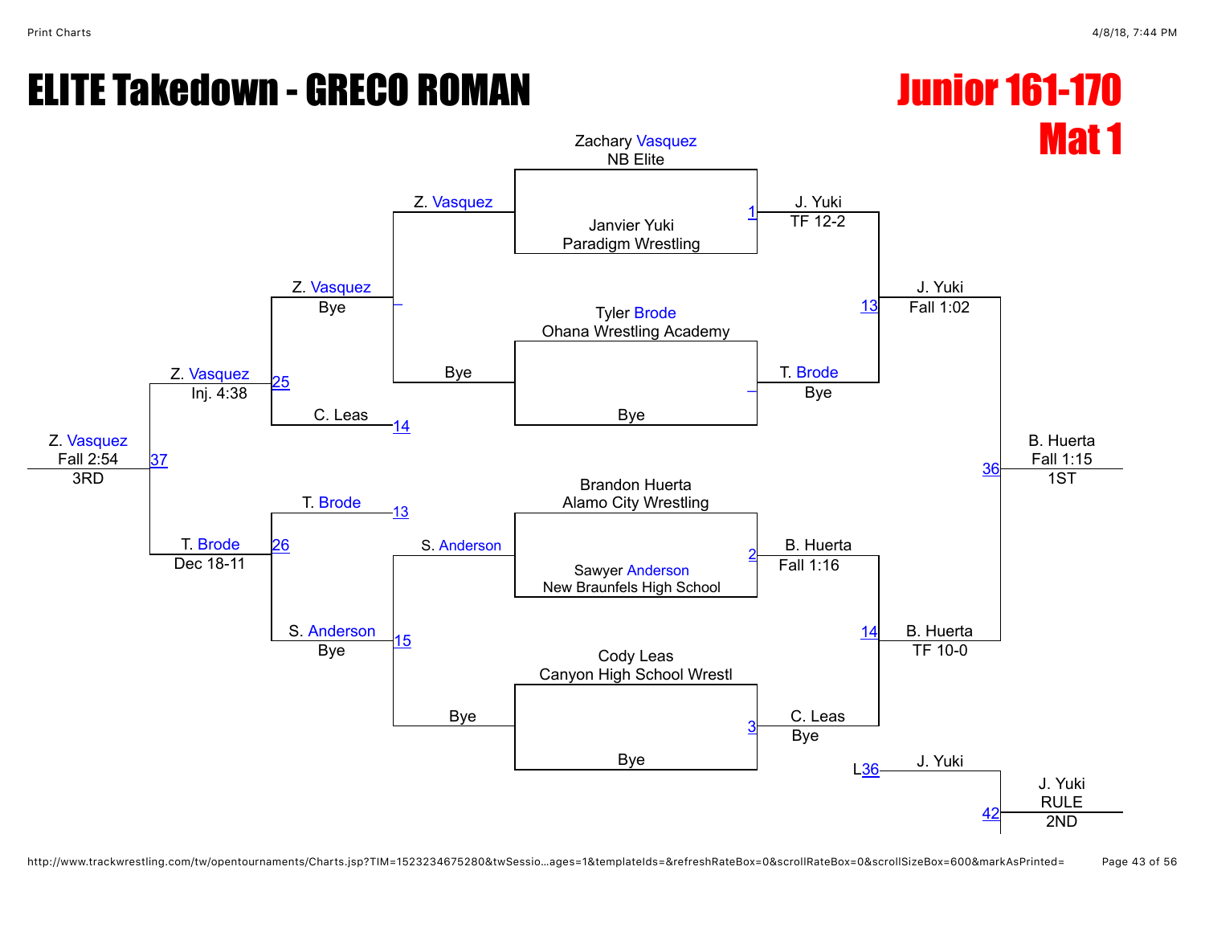# ELITE Takedown - GRECO ROMAN

## Junior 161-170
## Mat 1

Zachary Vasquez
NB Elite

Janvier Yuki
Paradigm Wrestling

1

J. Yuki
TF 12-2

Z. Vasquez

Tyler Brode
Ohana Wrestling Academy

Bye

Bye

T. Brode
Bye

13

J. Yuki
Fall 1:02

Z. Vasquez
Bye

C. Leas

14

25

Z. Vasquez
Inj. 4:38

Brandon Huerta
Alamo City Wrestling

Sawyer Anderson
New Braunfels High School

2

B. Huerta
Fall 1:16

S. Anderson

Cody Leas
Canyon High School Wrestl

Bye

Bye

3

C. Leas
Bye

14

B. Huerta
TF 10-0

36

B. Huerta
Fall 1:15
1ST

T. Brode

13

S. Anderson
Bye

15

26

T. Brode
Dec 18-11

37

Z. Vasquez
Fall 2:54
3RD

L36

J. Yuki

42

J. Yuki
RULE
2ND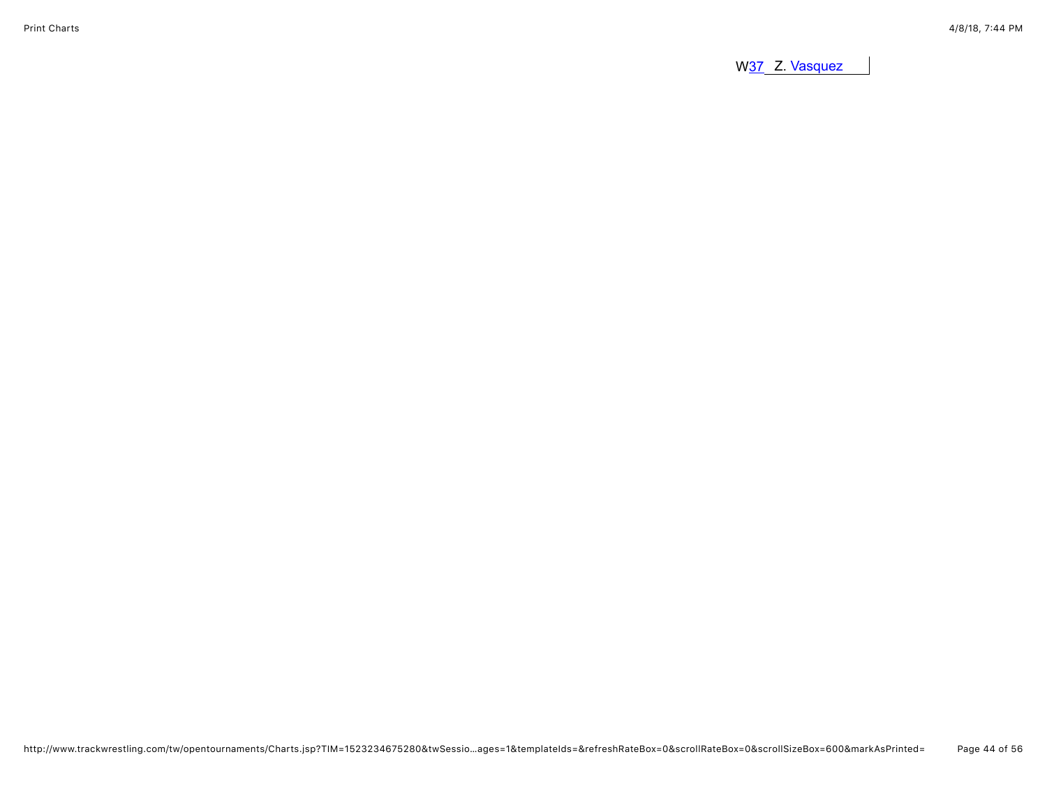W37 Z. Vasquez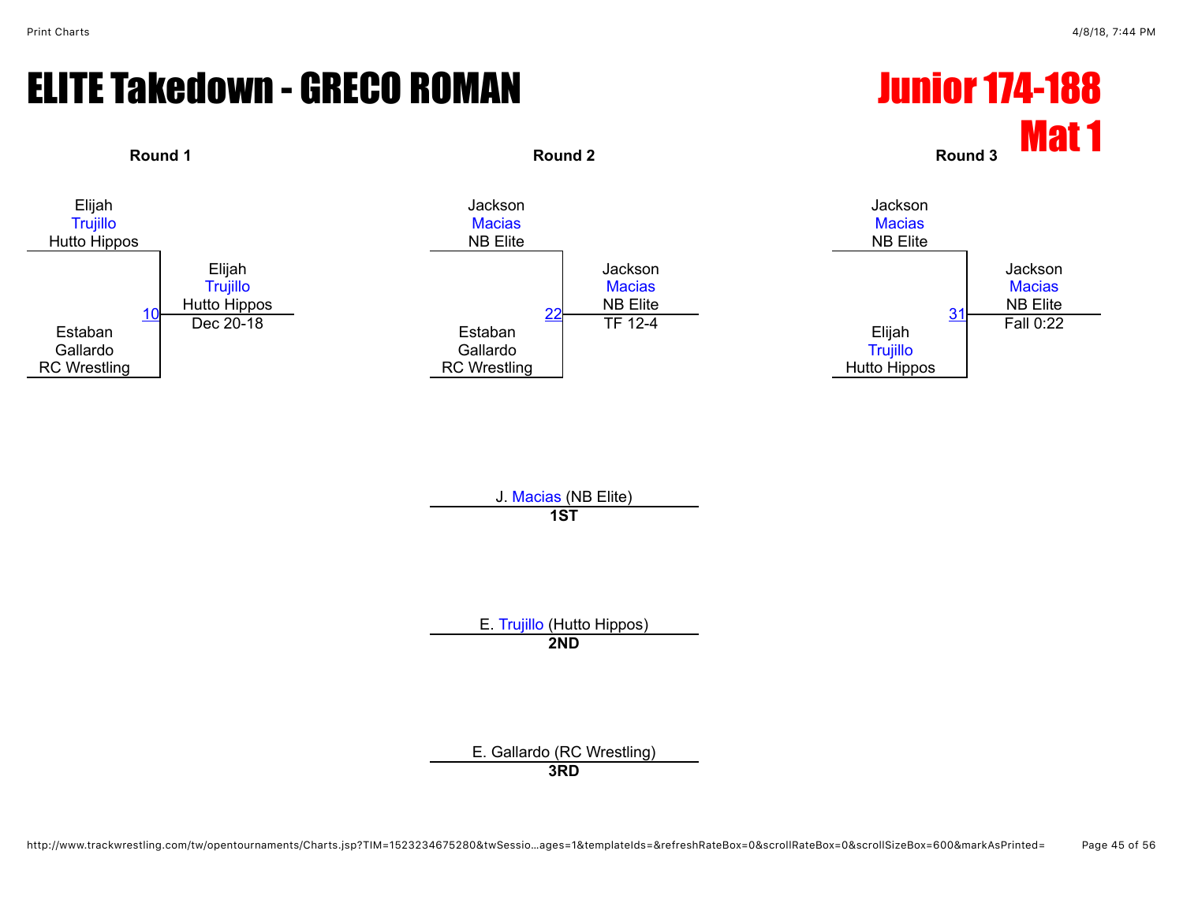# ELITE Takedown - GRECO ROMAN

## Junior 174-188
## Mat 1

### Round 1

Elijah Trujillo
Hutto Hippos

Estaban Gallardo
RC Wrestling

10

Elijah Trujillo
Hutto Hippos
Dec 20-18

### Round 2

Jackson Macias
NB Elite

Estaban Gallardo
RC Wrestling

22

Jackson Macias
NB Elite
TF 12-4

### Round 3

Jackson Macias
NB Elite

Elijah Trujillo
Hutto Hippos

31

Jackson Macias
NB Elite
Fall 0:22

J. Macias (NB Elite)
**1ST**

E. Trujillo (Hutto Hippos)
**2ND**

E. Gallardo (RC Wrestling)
**3RD**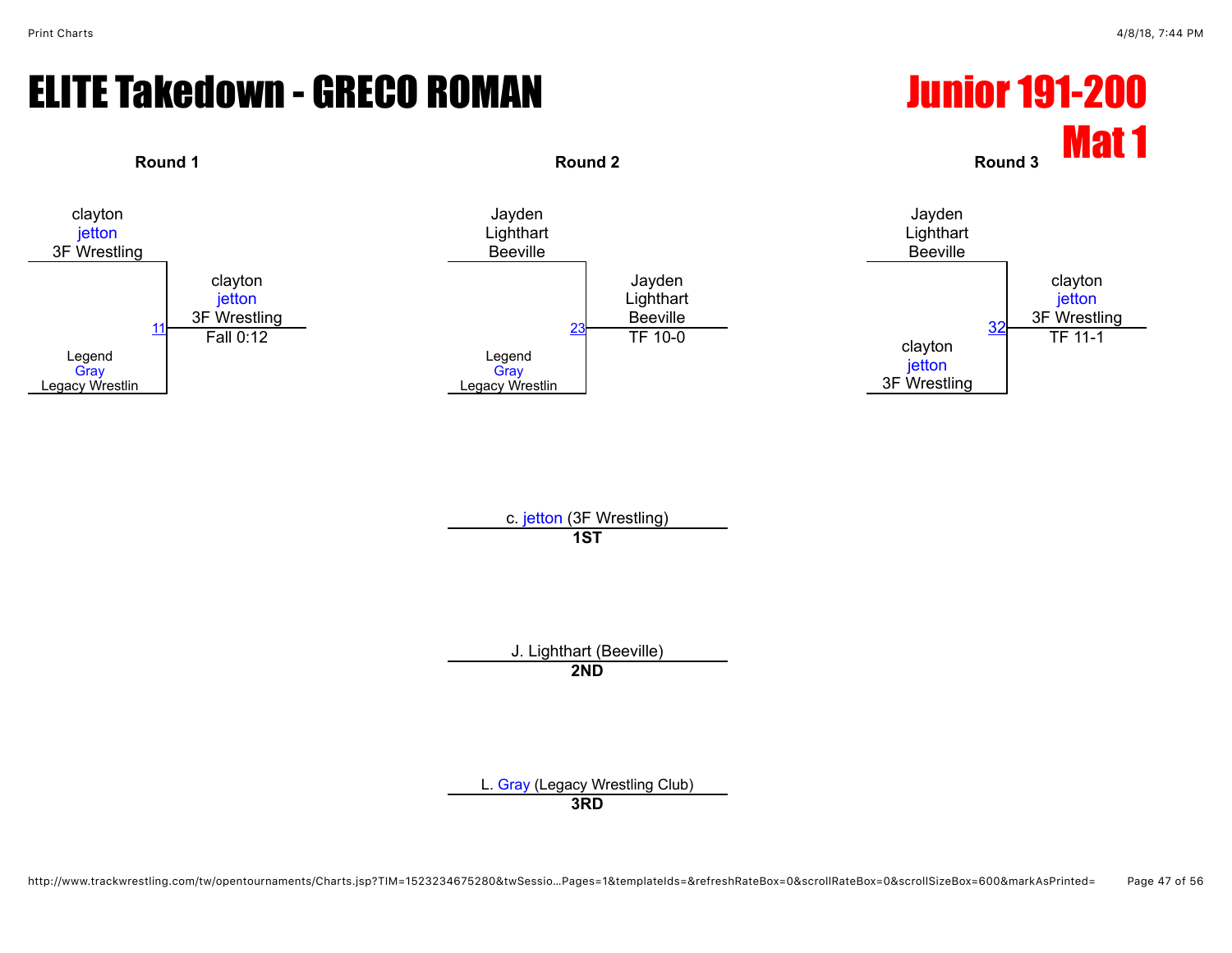# ELITE Takedown - GRECO ROMAN

# Junior 191-200
# Mat 1

**Round 1**

clayton
jetton
3F Wrestling

Legend
Gray
Legacy Wrestlin

11

clayton
jetton
3F Wrestling
Fall 0:12

**Round 2**

Jayden
Lighthart
Beeville

Legend
Gray
Legacy Wrestlin

23

Jayden
Lighthart
Beeville
TF 10-0

**Round 3**

Jayden
Lighthart
Beeville

clayton
jetton
3F Wrestling

32

clayton
jetton
3F Wrestling
TF 11-1

c. jetton (3F Wrestling)
**1ST**

J. Lighthart (Beeville)
**2ND**

L. Gray (Legacy Wrestling Club)
**3RD**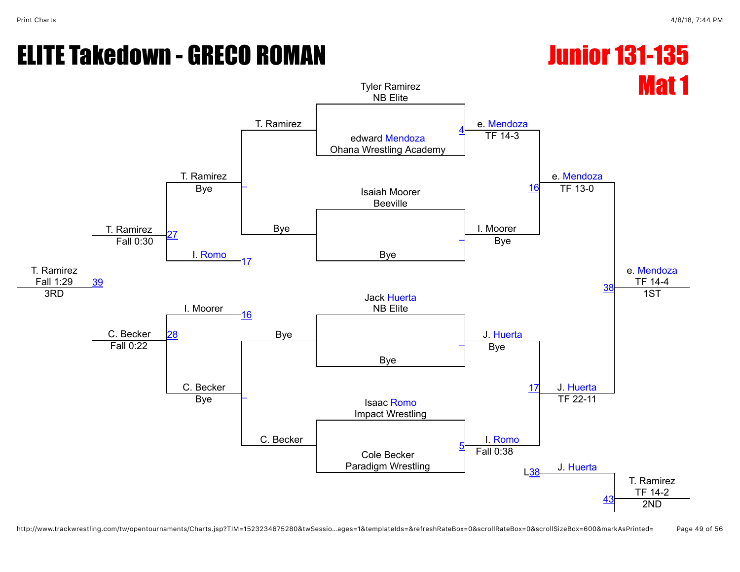# ELITE Takedown - GRECO ROMAN

## Junior 131-135
## Mat 1

Tyler Ramirez
NB Elite

edward Mendoza
Ohana Wrestling Academy

Isaiah Moorer
Beeville

Bye

Jack Huerta
NB Elite

Bye

Isaac Romo
Impact Wrestling

Cole Becker
Paradigm Wrestling

T. Ramirez

Bye

Bye

C. Becker

4
e. Mendoza
TF 14-3

I. Moorer
Bye

J. Huerta
Bye

5
I. Romo
Fall 0:38

16
e. Mendoza
TF 13-0

17
J. Huerta
TF 22-11

38
e. Mendoza
TF 14-4
1ST

L38
J. Huerta

43
T. Ramirez
TF 14-2
2ND

T. Ramirez
Bye

17
I. Romo

16
I. Moorer

C. Becker
Bye

27
T. Ramirez
Fall 0:30

28
C. Becker
Fall 0:22

39
T. Ramirez
Fall 1:29
3RD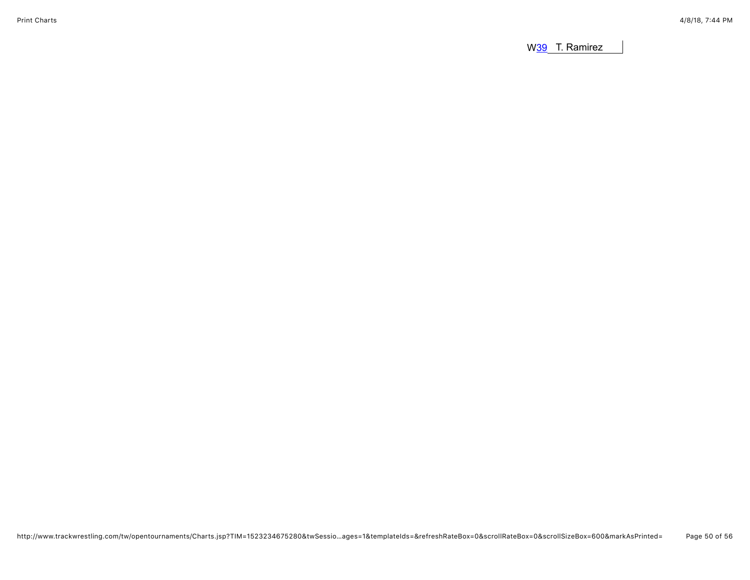W39 T. Ramirez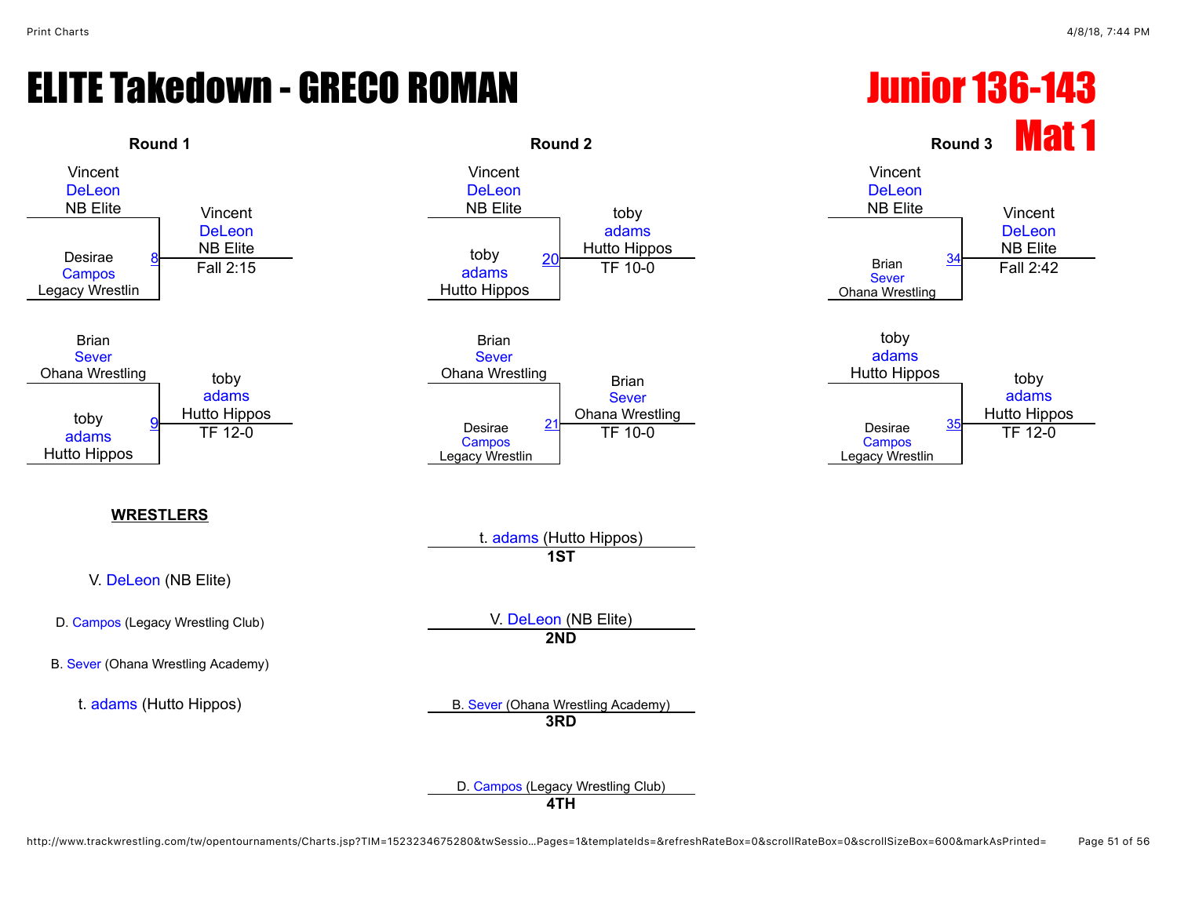# ELITE Takedown - GRECO ROMAN

## Junior 136-143

## Mat 1

### Round 1

Vincent DeLeon NB Elite
Desirae Campos Legacy Wrestlin
8 — Vincent DeLeon NB Elite — Fall 2:15

Brian Sever Ohana Wrestling
toby adams Hutto Hippos
9 — toby adams Hutto Hippos — TF 12-0

### Round 2

Vincent DeLeon NB Elite
toby adams Hutto Hippos
20 — toby adams Hutto Hippos — TF 10-0

Brian Sever Ohana Wrestling
Desirae Campos Legacy Wrestlin
21 — Brian Sever Ohana Wrestling — TF 10-0

### Round 3

Vincent DeLeon NB Elite
Brian Sever Ohana Wrestling
34 — Vincent DeLeon NB Elite — Fall 2:42

toby adams Hutto Hippos
Desirae Campos Legacy Wrestlin
35 — toby adams Hutto Hippos — TF 12-0

**WRESTLERS**

V. DeLeon (NB Elite)

D. Campos (Legacy Wrestling Club)

B. Sever (Ohana Wrestling Academy)

t. adams (Hutto Hippos)

t. adams (Hutto Hippos)
**1ST**

V. DeLeon (NB Elite)
**2ND**

B. Sever (Ohana Wrestling Academy)
**3RD**

D. Campos (Legacy Wrestling Club)
**4TH**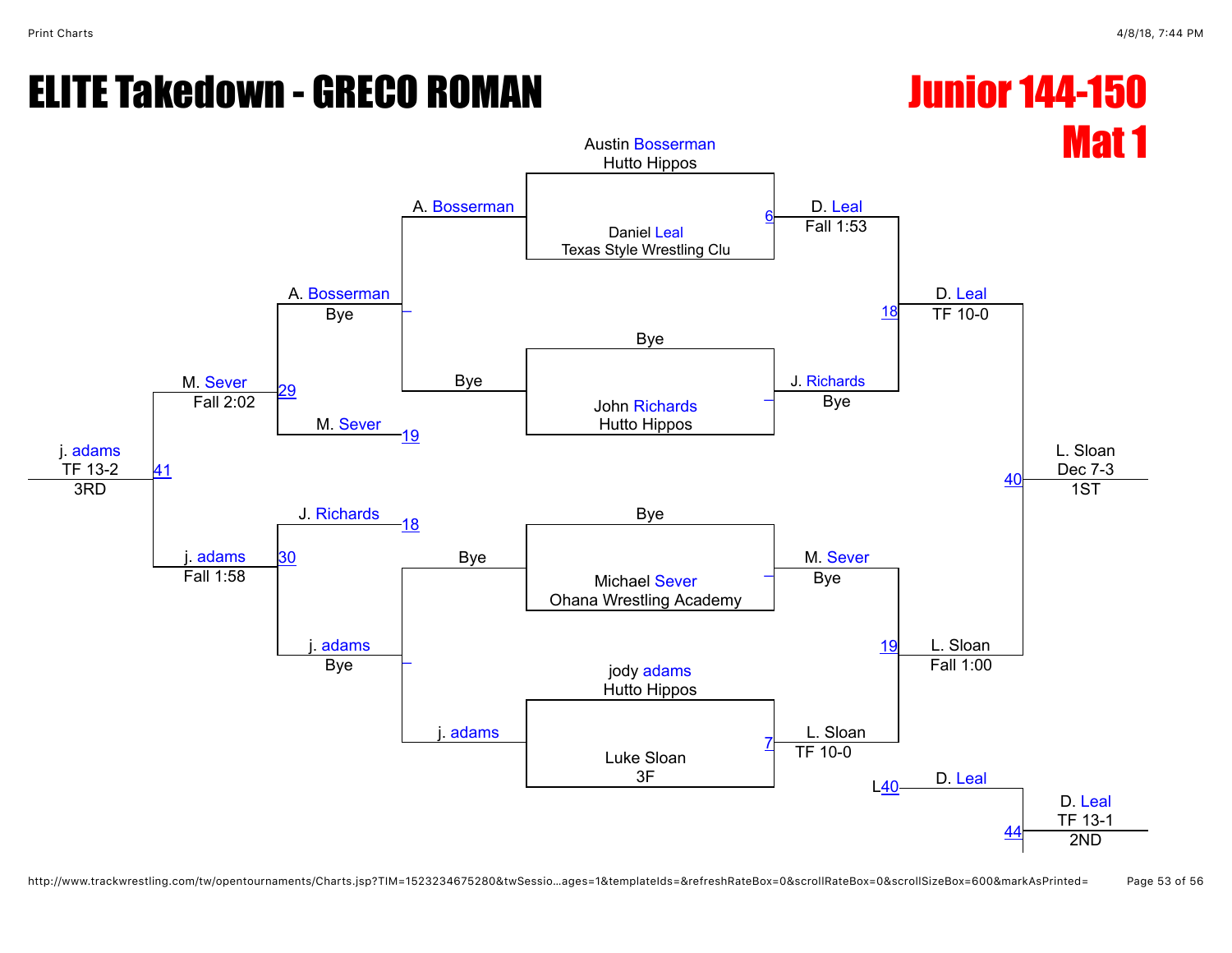# ELITE Takedown - GRECO ROMAN

## Junior 144-150
## Mat 1

Austin Bosserman
Hutto Hippos

Daniel Leal
Texas Style Wrestling Clu

6

D. Leal
Fall 1:53

A. Bosserman

A. Bosserman
Bye

Bye

John Richards
Hutto Hippos

J. Richards
Bye

18

D. Leal
TF 10-0

Bye

M. Sever
Fall 2:02

29

M. Sever

19

j. adams
TF 13-2
3RD

41

J. Richards

18

j. adams
Fall 1:58

30

Bye

Michael Sever
Ohana Wrestling Academy

M. Sever
Bye

40

L. Sloan
Dec 7-3
1ST

j. adams
Bye

jody adams
Hutto Hippos

19

L. Sloan
Fall 1:00

j. adams

Luke Sloan
3F

7

L. Sloan
TF 10-0

L40

D. Leal

44

D. Leal
TF 13-1
2ND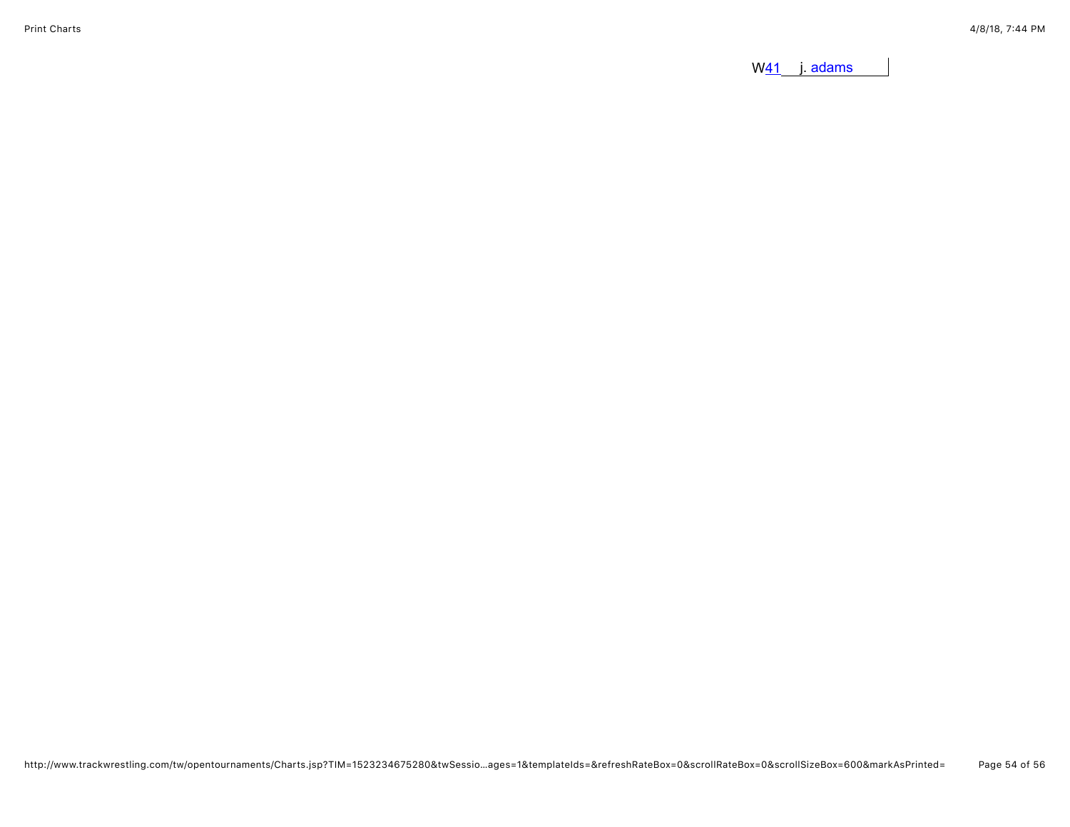W41 j. adams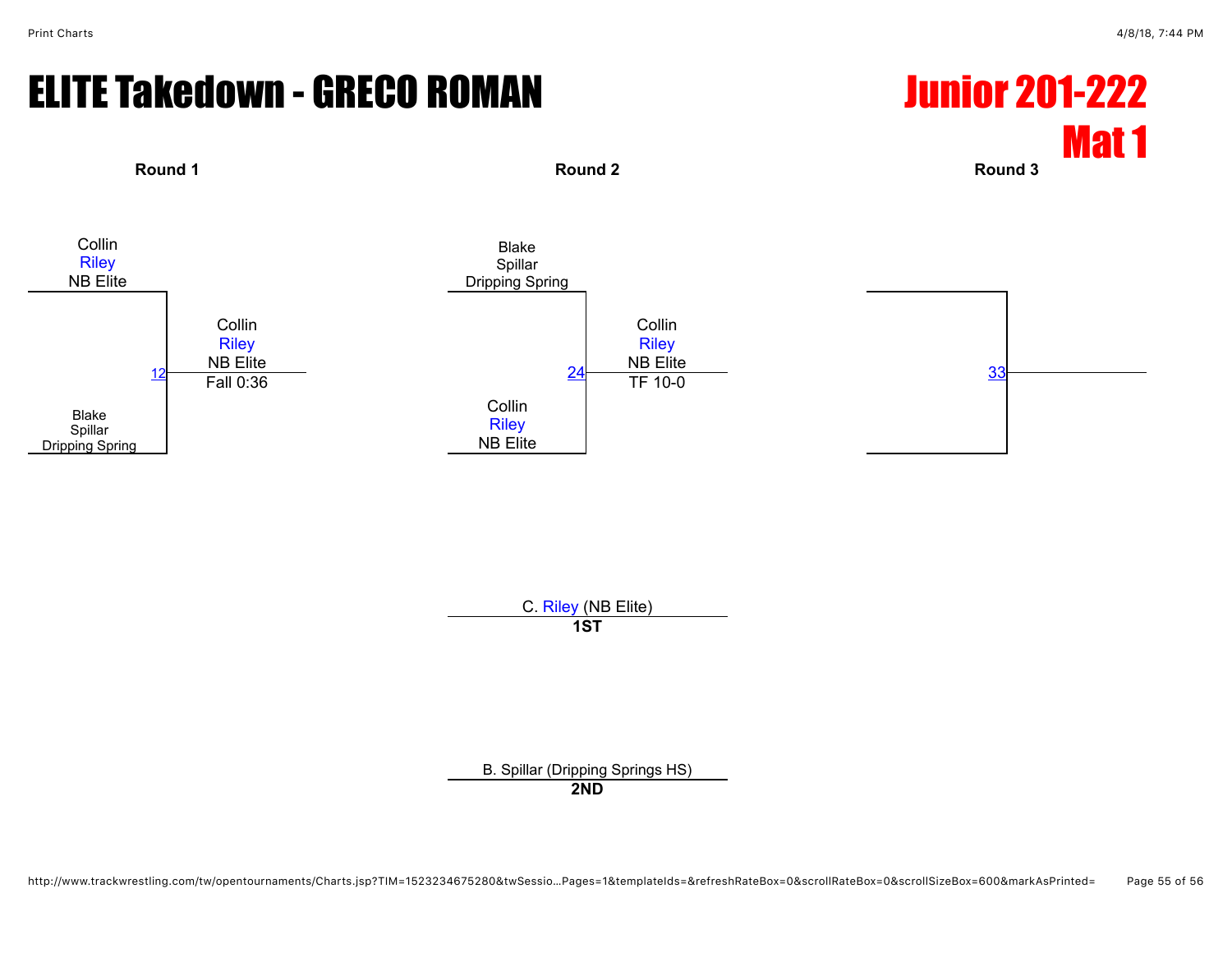# ELITE Takedown - GRECO ROMAN

## Junior 201-222

## Mat 1

**Round 1**

Collin
Riley
NB Elite

12

Collin
Riley
NB Elite
Fall 0:36

Blake
Spillar
Dripping Spring

**Round 2**

Blake
Spillar
Dripping Spring

24

Collin
Riley
NB Elite
TF 10-0

Collin
Riley
NB Elite

**Round 3**

33

C. Riley (NB Elite)
**1ST**

B. Spillar (Dripping Springs HS)
**2ND**